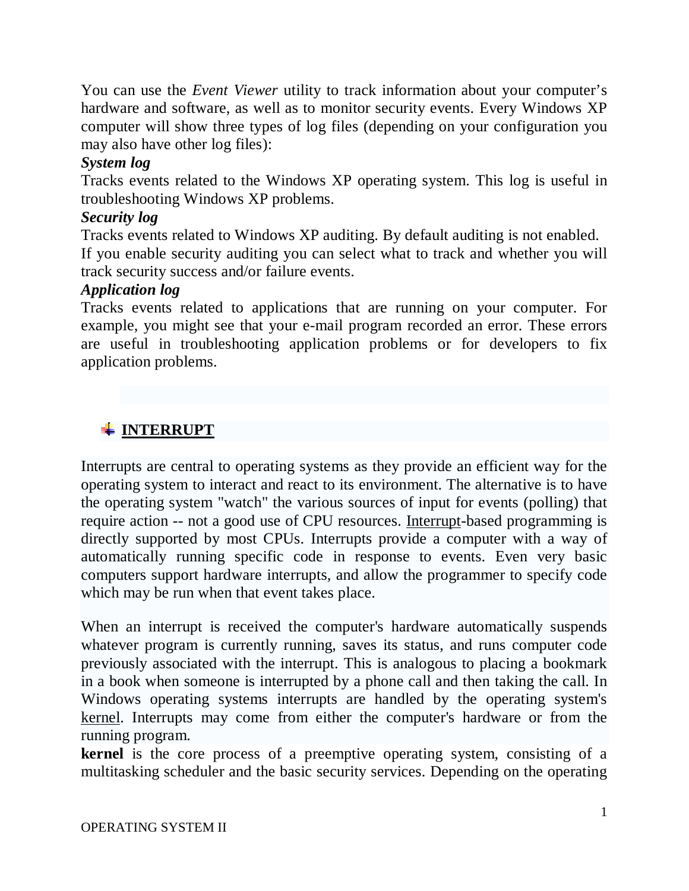You can use the *Event Viewer* utility to track information about your computer's hardware and software, as well as to monitor security events. Every Windows XP computer will show three types of log files (depending on your configuration you may also have other log files):

***System log***

Tracks events related to the Windows XP operating system. This log is useful in troubleshooting Windows XP problems.

***Security log***

Tracks events related to Windows XP auditing. By default auditing is not enabled. If you enable security auditing you can select what to track and whether you will track security success and/or failure events.

***Application log***

Tracks events related to applications that are running on your computer. For example, you might see that your e-mail program recorded an error. These errors are useful in troubleshooting application problems or for developers to fix application problems.

## INTERRUPT

Interrupts are central to operating systems as they provide an efficient way for the operating system to interact and react to its environment. The alternative is to have the operating system "watch" the various sources of input for events (polling) that require action -- not a good use of CPU resources. Interrupt-based programming is directly supported by most CPUs. Interrupts provide a computer with a way of automatically running specific code in response to events. Even very basic computers support hardware interrupts, and allow the programmer to specify code which may be run when that event takes place.

When an interrupt is received the computer's hardware automatically suspends whatever program is currently running, saves its status, and runs computer code previously associated with the interrupt. This is analogous to placing a bookmark in a book when someone is interrupted by a phone call and then taking the call. In Windows operating systems interrupts are handled by the operating system's kernel. Interrupts may come from either the computer's hardware or from the running program.

**kernel** is the core process of a preemptive operating system, consisting of a multitasking scheduler and the basic security services. Depending on the operating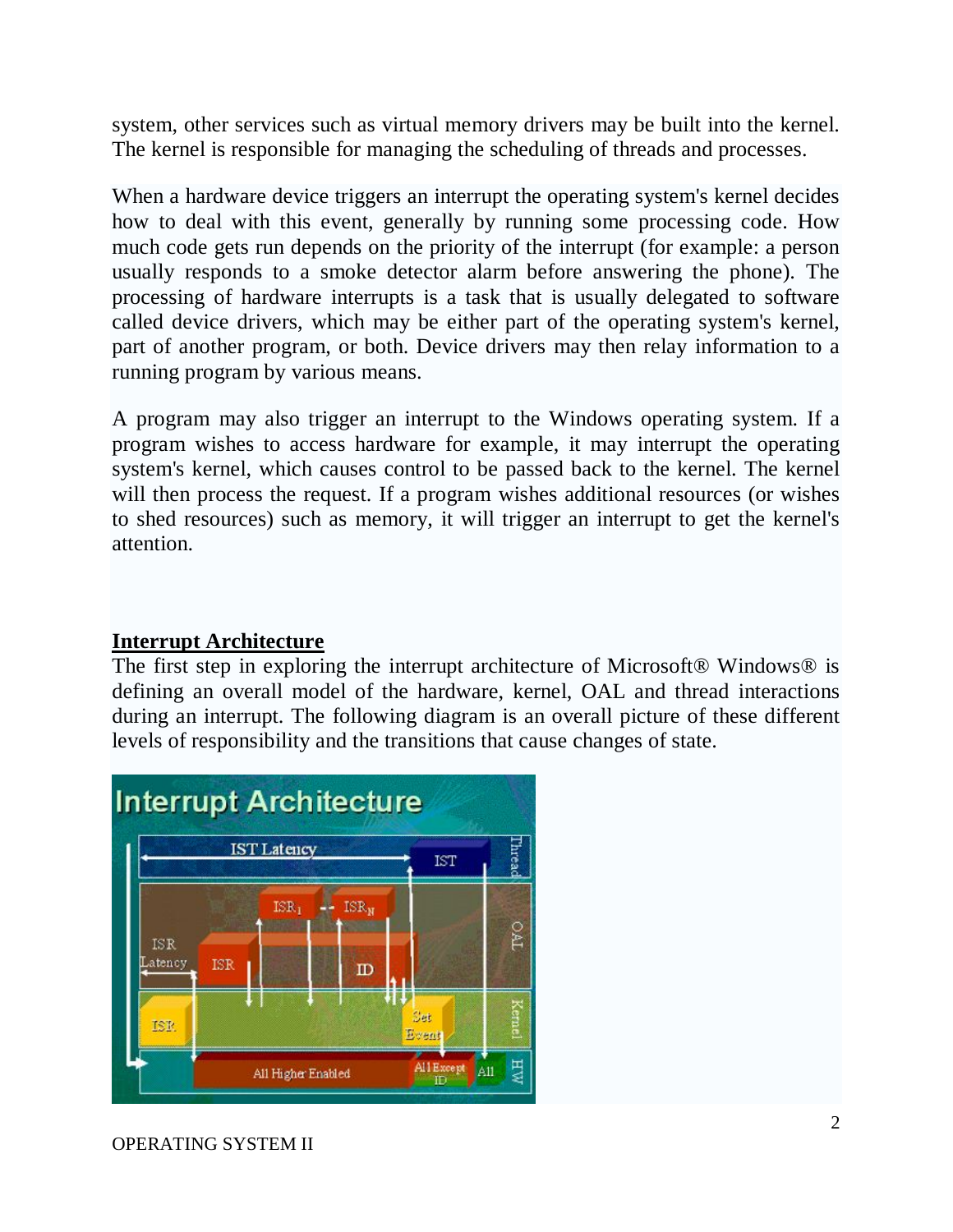system, other services such as virtual memory drivers may be built into the kernel. The kernel is responsible for managing the scheduling of threads and processes.

When a hardware device triggers an interrupt the operating system's kernel decides how to deal with this event, generally by running some processing code. How much code gets run depends on the priority of the interrupt (for example: a person usually responds to a smoke detector alarm before answering the phone). The processing of hardware interrupts is a task that is usually delegated to software called device drivers, which may be either part of the operating system's kernel, part of another program, or both. Device drivers may then relay information to a running program by various means.

A program may also trigger an interrupt to the Windows operating system. If a program wishes to access hardware for example, it may interrupt the operating system's kernel, which causes control to be passed back to the kernel. The kernel will then process the request. If a program wishes additional resources (or wishes to shed resources) such as memory, it will trigger an interrupt to get the kernel's attention.

## Interrupt Architecture

The first step in exploring the interrupt architecture of Microsoft® Windows® is defining an overall model of the hardware, kernel, OAL and thread interactions during an interrupt. The following diagram is an overall picture of these different levels of responsibility and the transitions that cause changes of state.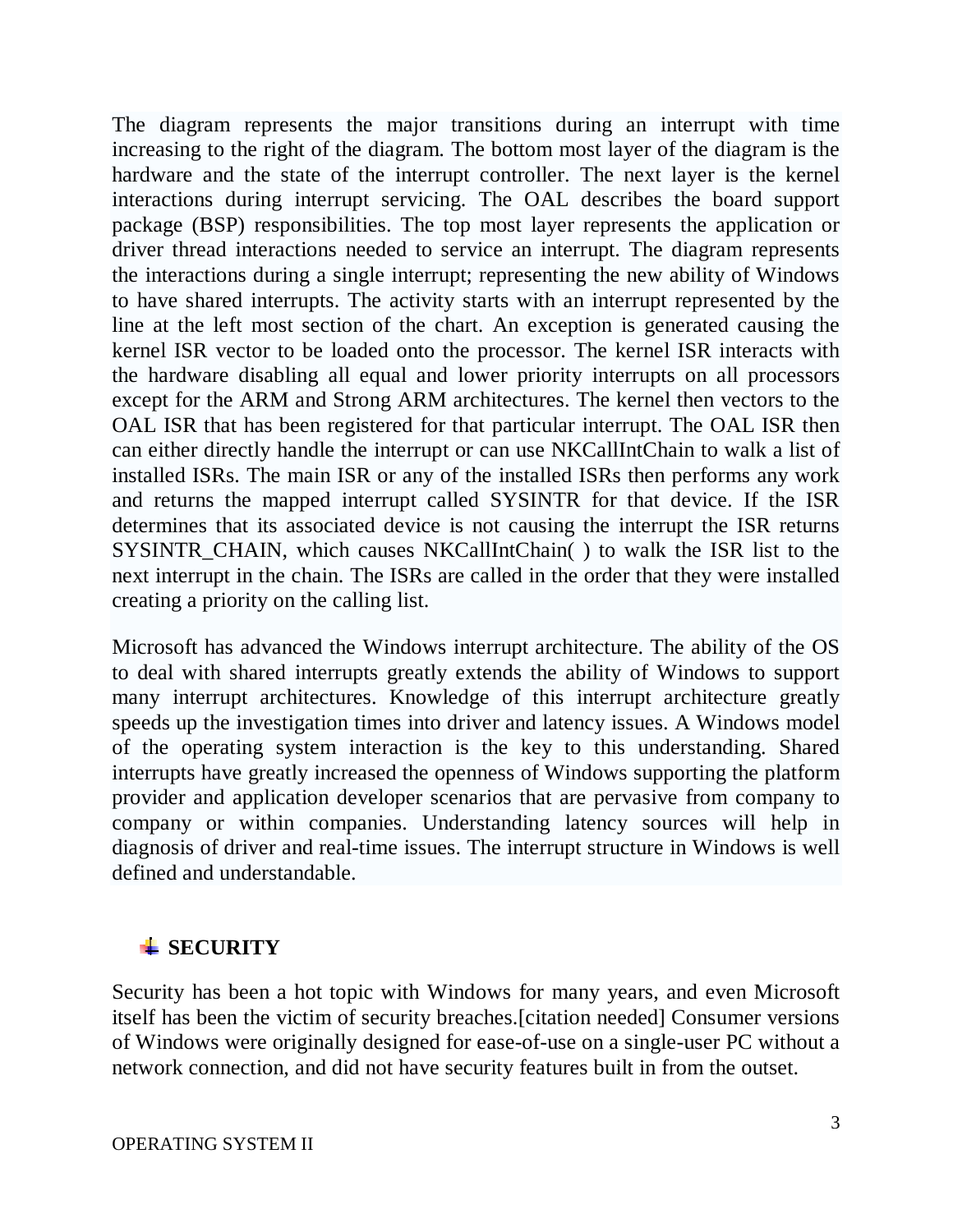The diagram represents the major transitions during an interrupt with time increasing to the right of the diagram. The bottom most layer of the diagram is the hardware and the state of the interrupt controller. The next layer is the kernel interactions during interrupt servicing. The OAL describes the board support package (BSP) responsibilities. The top most layer represents the application or driver thread interactions needed to service an interrupt. The diagram represents the interactions during a single interrupt; representing the new ability of Windows to have shared interrupts. The activity starts with an interrupt represented by the line at the left most section of the chart. An exception is generated causing the kernel ISR vector to be loaded onto the processor. The kernel ISR interacts with the hardware disabling all equal and lower priority interrupts on all processors except for the ARM and Strong ARM architectures. The kernel then vectors to the OAL ISR that has been registered for that particular interrupt. The OAL ISR then can either directly handle the interrupt or can use NKCallIntChain to walk a list of installed ISRs. The main ISR or any of the installed ISRs then performs any work and returns the mapped interrupt called SYSINTR for that device. If the ISR determines that its associated device is not causing the interrupt the ISR returns SYSINTR_CHAIN, which causes NKCallIntChain( ) to walk the ISR list to the next interrupt in the chain. The ISRs are called in the order that they were installed creating a priority on the calling list.

Microsoft has advanced the Windows interrupt architecture. The ability of the OS to deal with shared interrupts greatly extends the ability of Windows to support many interrupt architectures. Knowledge of this interrupt architecture greatly speeds up the investigation times into driver and latency issues. A Windows model of the operating system interaction is the key to this understanding. Shared interrupts have greatly increased the openness of Windows supporting the platform provider and application developer scenarios that are pervasive from company to company or within companies. Understanding latency sources will help in diagnosis of driver and real-time issues. The interrupt structure in Windows is well defined and understandable.

## SECURITY

Security has been a hot topic with Windows for many years, and even Microsoft itself has been the victim of security breaches.[citation needed] Consumer versions of Windows were originally designed for ease-of-use on a single-user PC without a network connection, and did not have security features built in from the outset.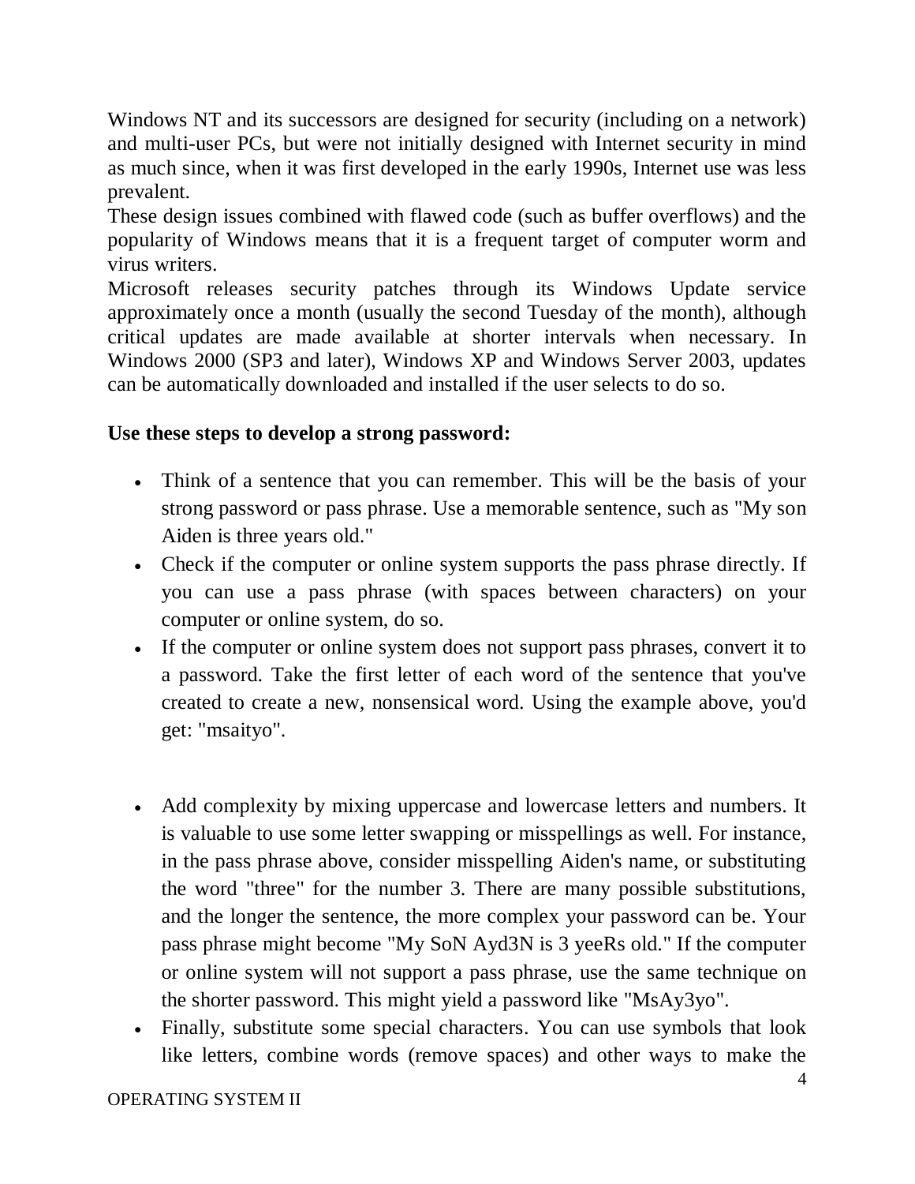Windows NT and its successors are designed for security (including on a network) and multi-user PCs, but were not initially designed with Internet security in mind as much since, when it was first developed in the early 1990s, Internet use was less prevalent.

These design issues combined with flawed code (such as buffer overflows) and the popularity of Windows means that it is a frequent target of computer worm and virus writers.

Microsoft releases security patches through its Windows Update service approximately once a month (usually the second Tuesday of the month), although critical updates are made available at shorter intervals when necessary. In Windows 2000 (SP3 and later), Windows XP and Windows Server 2003, updates can be automatically downloaded and installed if the user selects to do so.

**Use these steps to develop a strong password:**

- Think of a sentence that you can remember. This will be the basis of your strong password or pass phrase. Use a memorable sentence, such as "My son Aiden is three years old."
- Check if the computer or online system supports the pass phrase directly. If you can use a pass phrase (with spaces between characters) on your computer or online system, do so.
- If the computer or online system does not support pass phrases, convert it to a password. Take the first letter of each word of the sentence that you've created to create a new, nonsensical word. Using the example above, you'd get: "msaityo".
- Add complexity by mixing uppercase and lowercase letters and numbers. It is valuable to use some letter swapping or misspellings as well. For instance, in the pass phrase above, consider misspelling Aiden's name, or substituting the word "three" for the number 3. There are many possible substitutions, and the longer the sentence, the more complex your password can be. Your pass phrase might become "My SoN Ayd3N is 3 yeeRs old." If the computer or online system will not support a pass phrase, use the same technique on the shorter password. This might yield a password like "MsAy3yo".
- Finally, substitute some special characters. You can use symbols that look like letters, combine words (remove spaces) and other ways to make the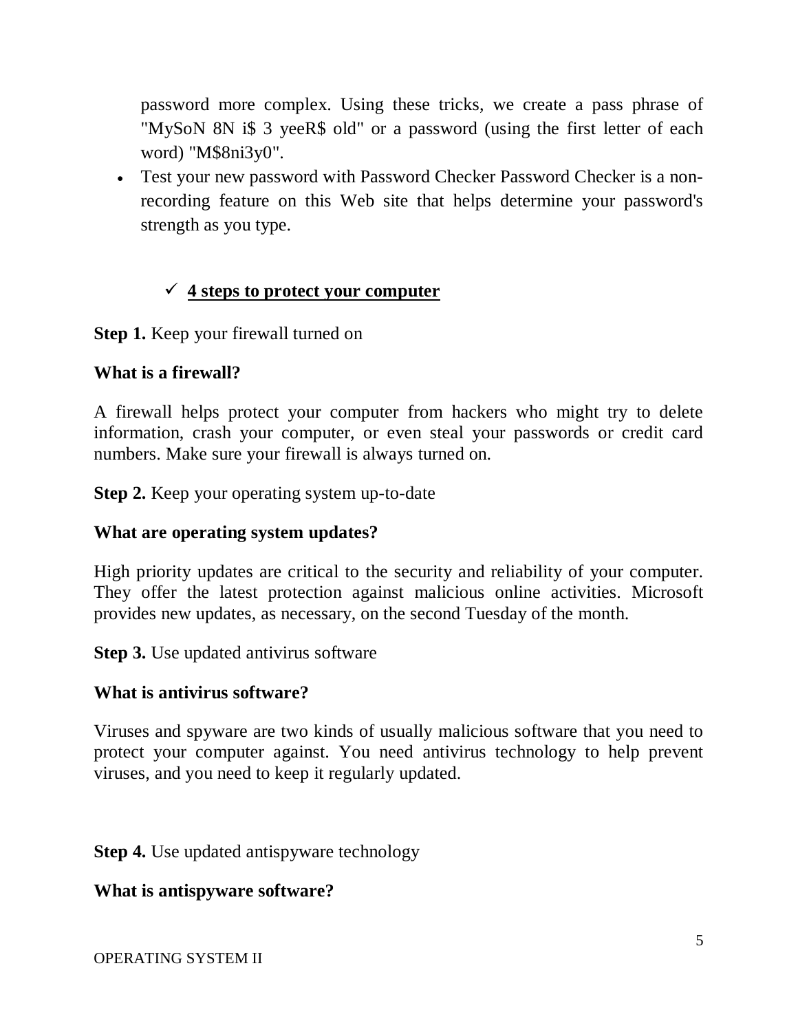password more complex. Using these tricks, we create a pass phrase of "MySoN 8N i$ 3 yeeR$ old" or a password (using the first letter of each word) "M$8ni3y0".

- Test your new password with Password Checker Password Checker is a non-recording feature on this Web site that helps determine your password's strength as you type.

## ✓ 4 steps to protect your computer

**Step 1.** Keep your firewall turned on

**What is a firewall?**

A firewall helps protect your computer from hackers who might try to delete information, crash your computer, or even steal your passwords or credit card numbers. Make sure your firewall is always turned on.

**Step 2.** Keep your operating system up-to-date

**What are operating system updates?**

High priority updates are critical to the security and reliability of your computer. They offer the latest protection against malicious online activities. Microsoft provides new updates, as necessary, on the second Tuesday of the month.

**Step 3.** Use updated antivirus software

**What is antivirus software?**

Viruses and spyware are two kinds of usually malicious software that you need to protect your computer against. You need antivirus technology to help prevent viruses, and you need to keep it regularly updated.

**Step 4.** Use updated antispyware technology

**What is antispyware software?**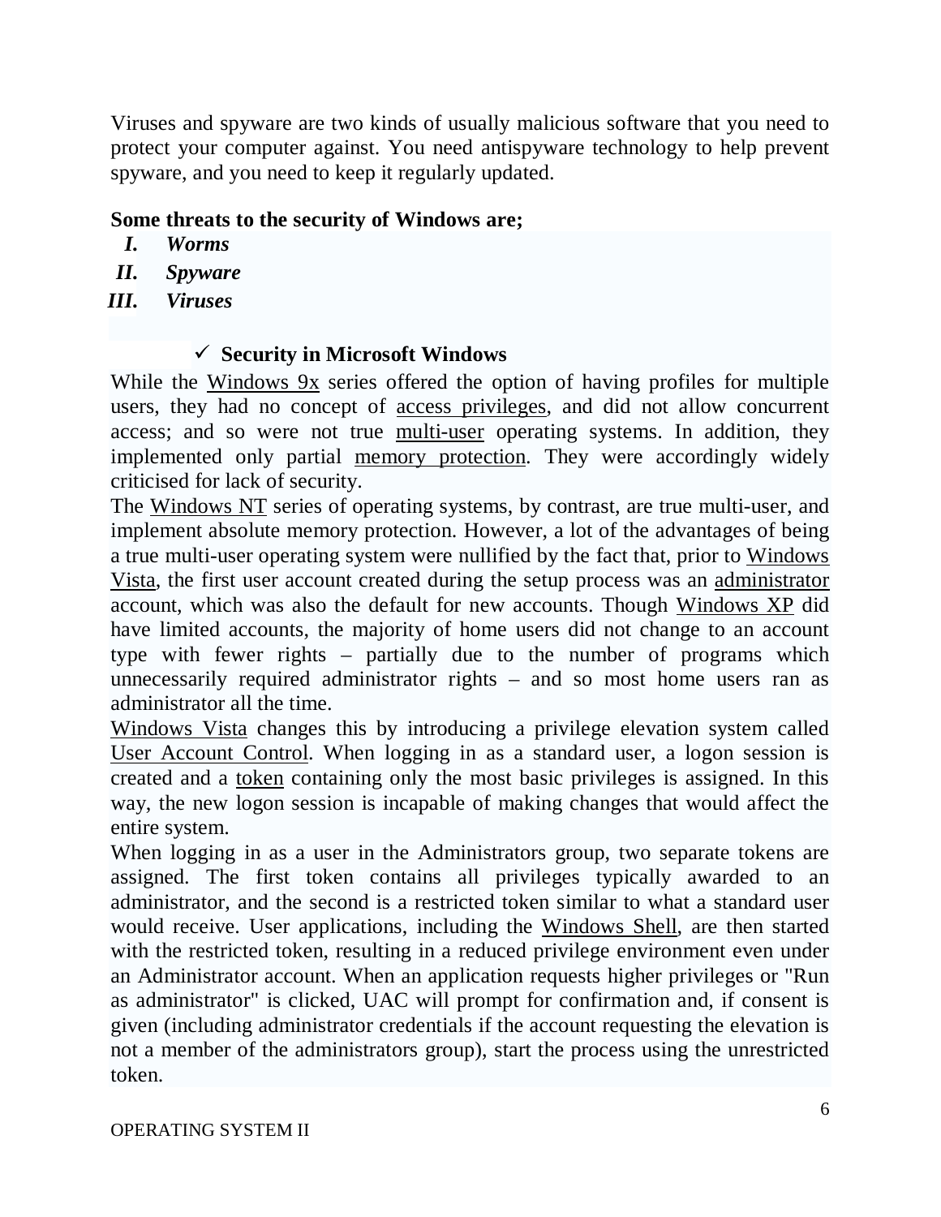Viruses and spyware are two kinds of usually malicious software that you need to protect your computer against. You need antispyware technology to help prevent spyware, and you need to keep it regularly updated.

**Some threats to the security of Windows are;**

I. ***Worms***
II. ***Spyware***
III. ***Viruses***

### ✓ Security in Microsoft Windows

While the Windows 9x series offered the option of having profiles for multiple users, they had no concept of access privileges, and did not allow concurrent access; and so were not true multi-user operating systems. In addition, they implemented only partial memory protection. They were accordingly widely criticised for lack of security.

The Windows NT series of operating systems, by contrast, are true multi-user, and implement absolute memory protection. However, a lot of the advantages of being a true multi-user operating system were nullified by the fact that, prior to Windows Vista, the first user account created during the setup process was an administrator account, which was also the default for new accounts. Though Windows XP did have limited accounts, the majority of home users did not change to an account type with fewer rights – partially due to the number of programs which unnecessarily required administrator rights – and so most home users ran as administrator all the time.

Windows Vista changes this by introducing a privilege elevation system called User Account Control. When logging in as a standard user, a logon session is created and a token containing only the most basic privileges is assigned. In this way, the new logon session is incapable of making changes that would affect the entire system.

When logging in as a user in the Administrators group, two separate tokens are assigned. The first token contains all privileges typically awarded to an administrator, and the second is a restricted token similar to what a standard user would receive. User applications, including the Windows Shell, are then started with the restricted token, resulting in a reduced privilege environment even under an Administrator account. When an application requests higher privileges or "Run as administrator" is clicked, UAC will prompt for confirmation and, if consent is given (including administrator credentials if the account requesting the elevation is not a member of the administrators group), start the process using the unrestricted token.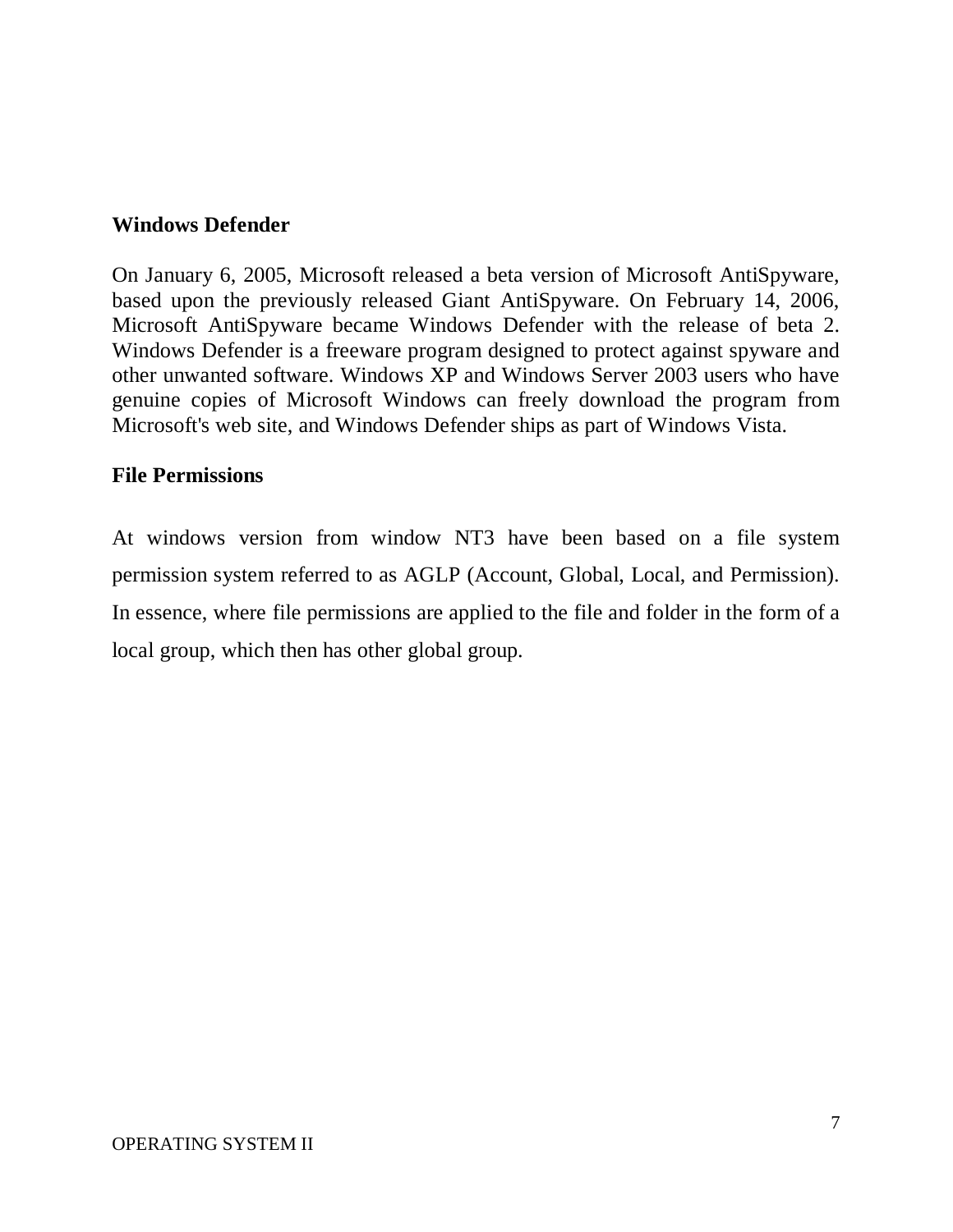**Windows Defender**

On January 6, 2005, Microsoft released a beta version of Microsoft AntiSpyware, based upon the previously released Giant AntiSpyware. On February 14, 2006, Microsoft AntiSpyware became Windows Defender with the release of beta 2. Windows Defender is a freeware program designed to protect against spyware and other unwanted software. Windows XP and Windows Server 2003 users who have genuine copies of Microsoft Windows can freely download the program from Microsoft's web site, and Windows Defender ships as part of Windows Vista.

**File Permissions**

At windows version from window NT3 have been based on a file system permission system referred to as AGLP (Account, Global, Local, and Permission). In essence, where file permissions are applied to the file and folder in the form of a local group, which then has other global group.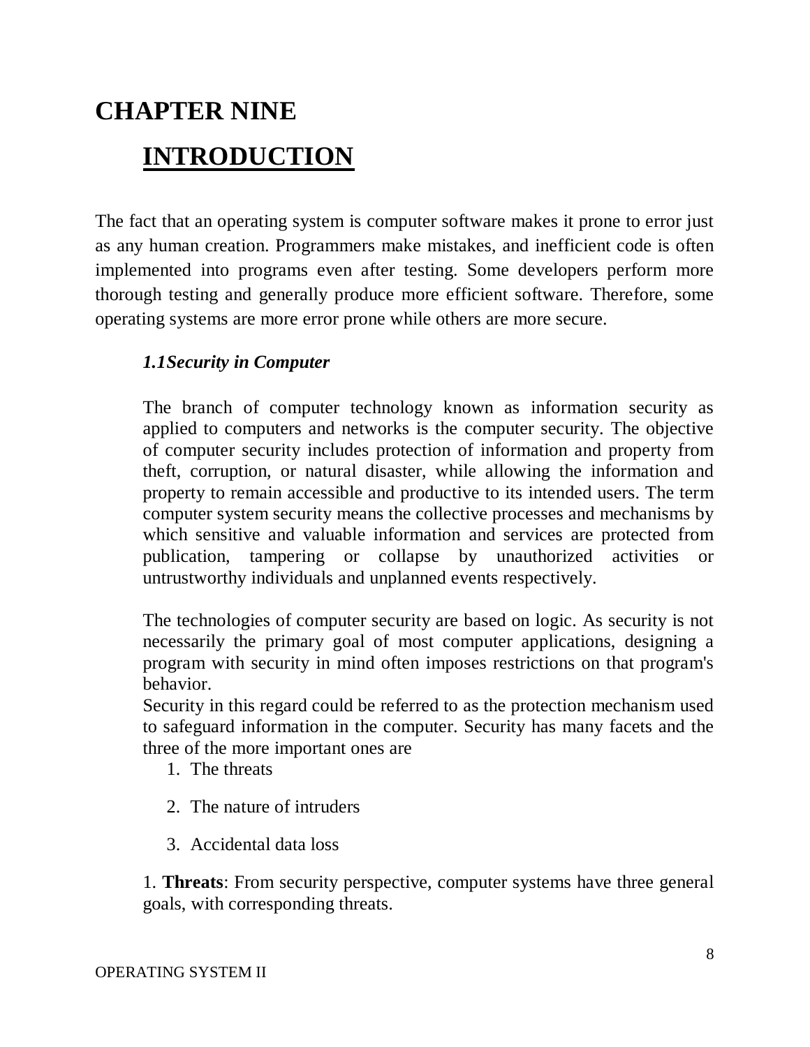# CHAPTER NINE

## INTRODUCTION

The fact that an operating system is computer software makes it prone to error just as any human creation. Programmers make mistakes, and inefficient code is often implemented into programs even after testing. Some developers perform more thorough testing and generally produce more efficient software. Therefore, some operating systems are more error prone while others are more secure.

### *1.1Security in Computer*

The branch of computer technology known as information security as applied to computers and networks is the computer security. The objective of computer security includes protection of information and property from theft, corruption, or natural disaster, while allowing the information and property to remain accessible and productive to its intended users. The term computer system security means the collective processes and mechanisms by which sensitive and valuable information and services are protected from publication, tampering or collapse by unauthorized activities or untrustworthy individuals and unplanned events respectively.

The technologies of computer security are based on logic. As security is not necessarily the primary goal of most computer applications, designing a program with security in mind often imposes restrictions on that program's behavior.

Security in this regard could be referred to as the protection mechanism used to safeguard information in the computer. Security has many facets and the three of the more important ones are

1. The threats
2. The nature of intruders
3. Accidental data loss

1. **Threats**: From security perspective, computer systems have three general goals, with corresponding threats.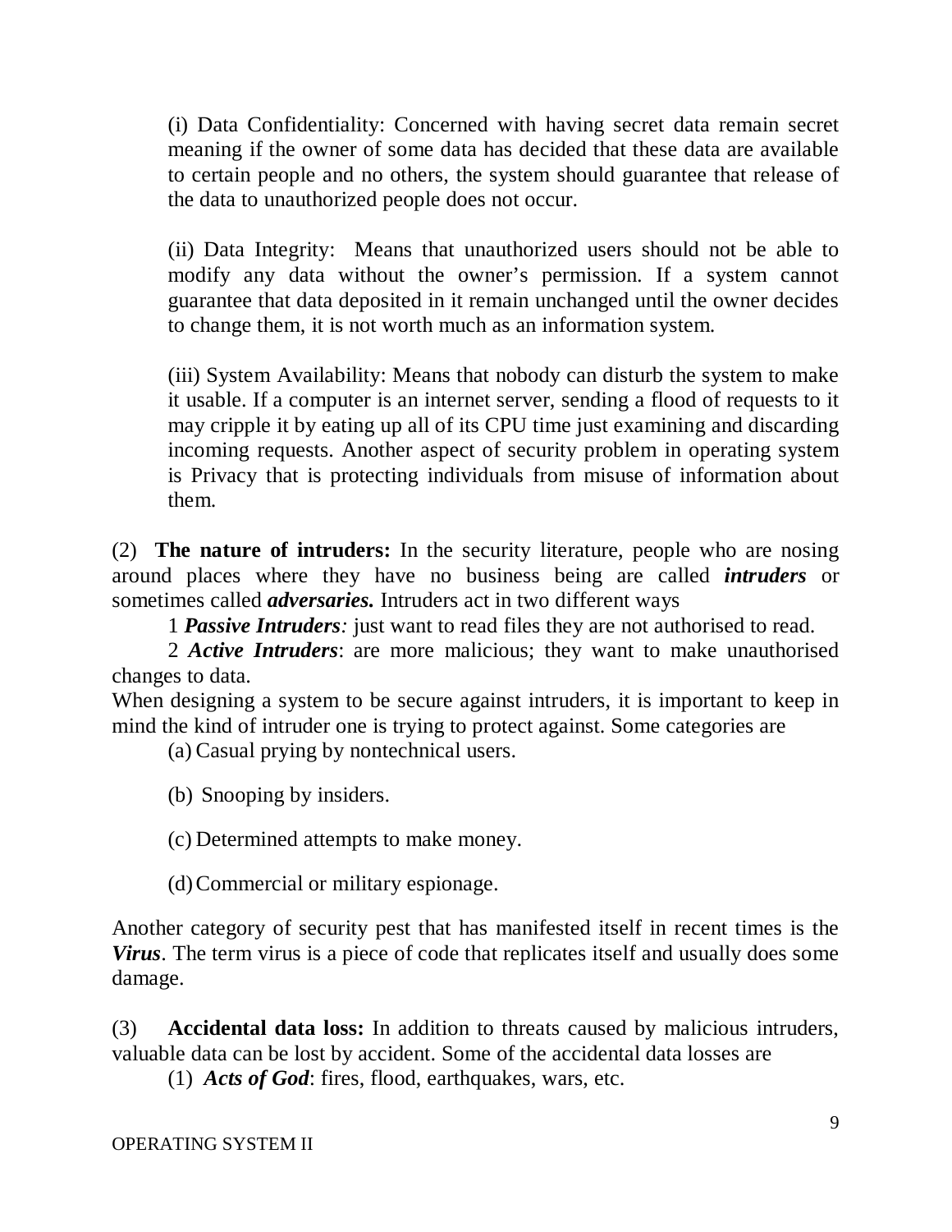(i) Data Confidentiality: Concerned with having secret data remain secret meaning if the owner of some data has decided that these data are available to certain people and no others, the system should guarantee that release of the data to unauthorized people does not occur.

(ii) Data Integrity: Means that unauthorized users should not be able to modify any data without the owner's permission. If a system cannot guarantee that data deposited in it remain unchanged until the owner decides to change them, it is not worth much as an information system.

(iii) System Availability: Means that nobody can disturb the system to make it usable. If a computer is an internet server, sending a flood of requests to it may cripple it by eating up all of its CPU time just examining and discarding incoming requests. Another aspect of security problem in operating system is Privacy that is protecting individuals from misuse of information about them.

(2) **The nature of intruders:** In the security literature, people who are nosing around places where they have no business being are called ***intruders*** or sometimes called ***adversaries.*** Intruders act in two different ways

1 ***Passive Intruders****:* just want to read files they are not authorised to read.

2 ***Active Intruders***: are more malicious; they want to make unauthorised changes to data.

When designing a system to be secure against intruders, it is important to keep in mind the kind of intruder one is trying to protect against. Some categories are

(a) Casual prying by nontechnical users.

(b) Snooping by insiders.

(c) Determined attempts to make money.

(d) Commercial or military espionage.

Another category of security pest that has manifested itself in recent times is the ***Virus***. The term virus is a piece of code that replicates itself and usually does some damage.

(3) **Accidental data loss:** In addition to threats caused by malicious intruders, valuable data can be lost by accident. Some of the accidental data losses are

(1) ***Acts of God***: fires, flood, earthquakes, wars, etc.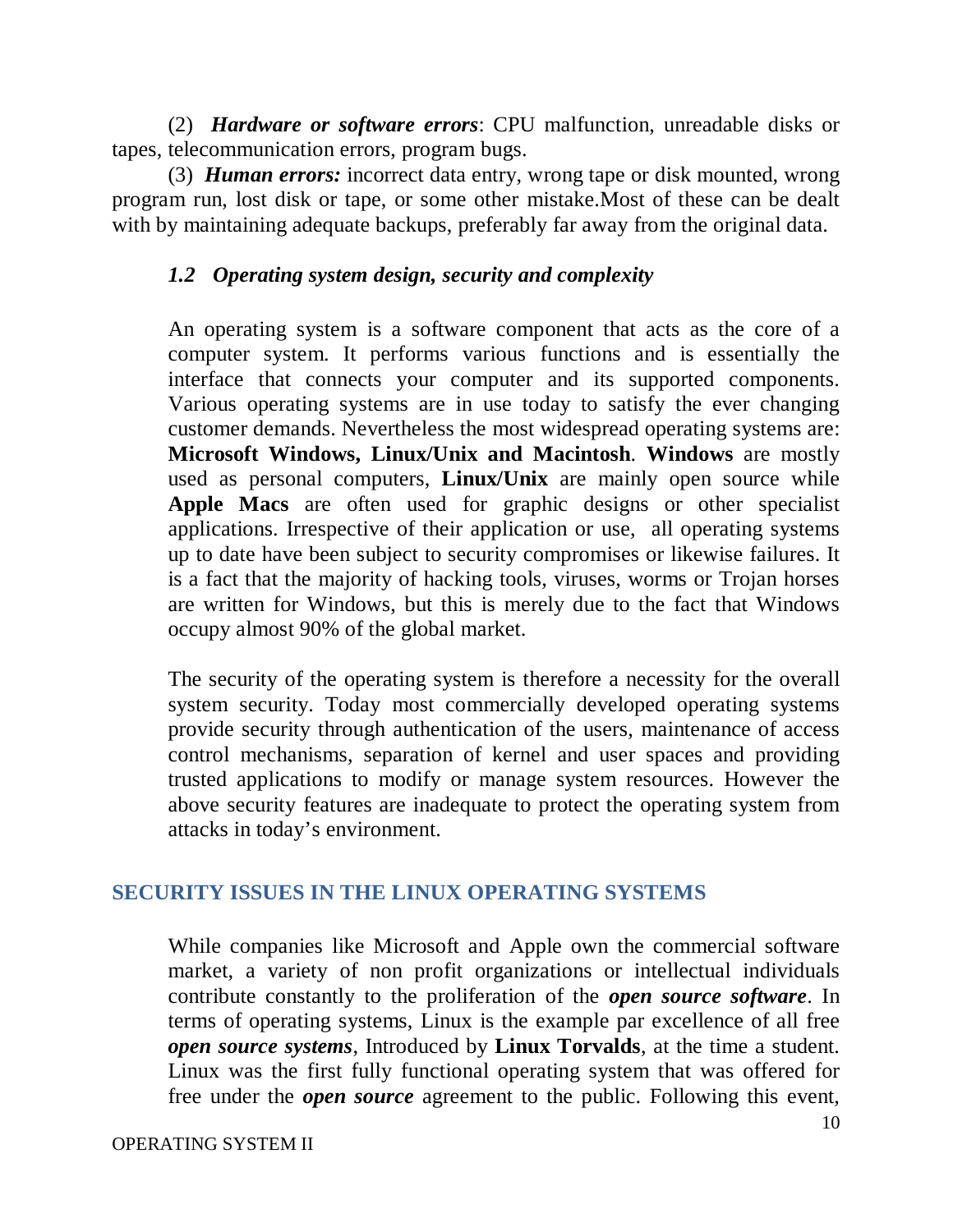(2) ***Hardware or software errors***: CPU malfunction, unreadable disks or tapes, telecommunication errors, program bugs.

(3) ***Human errors:*** incorrect data entry, wrong tape or disk mounted, wrong program run, lost disk or tape, or some other mistake.Most of these can be dealt with by maintaining adequate backups, preferably far away from the original data.

### *1.2 Operating system design, security and complexity*

An operating system is a software component that acts as the core of a computer system. It performs various functions and is essentially the interface that connects your computer and its supported components. Various operating systems are in use today to satisfy the ever changing customer demands. Nevertheless the most widespread operating systems are: **Microsoft Windows, Linux/Unix and Macintosh**. **Windows** are mostly used as personal computers, **Linux/Unix** are mainly open source while **Apple Macs** are often used for graphic designs or other specialist applications. Irrespective of their application or use, all operating systems up to date have been subject to security compromises or likewise failures. It is a fact that the majority of hacking tools, viruses, worms or Trojan horses are written for Windows, but this is merely due to the fact that Windows occupy almost 90% of the global market.

The security of the operating system is therefore a necessity for the overall system security. Today most commercially developed operating systems provide security through authentication of the users, maintenance of access control mechanisms, separation of kernel and user spaces and providing trusted applications to modify or manage system resources. However the above security features are inadequate to protect the operating system from attacks in today's environment.

## SECURITY ISSUES IN THE LINUX OPERATING SYSTEMS

While companies like Microsoft and Apple own the commercial software market, a variety of non profit organizations or intellectual individuals contribute constantly to the proliferation of the ***open source software***. In terms of operating systems, Linux is the example par excellence of all free ***open source systems***, Introduced by **Linux Torvalds**, at the time a student. Linux was the first fully functional operating system that was offered for free under the ***open source*** agreement to the public. Following this event,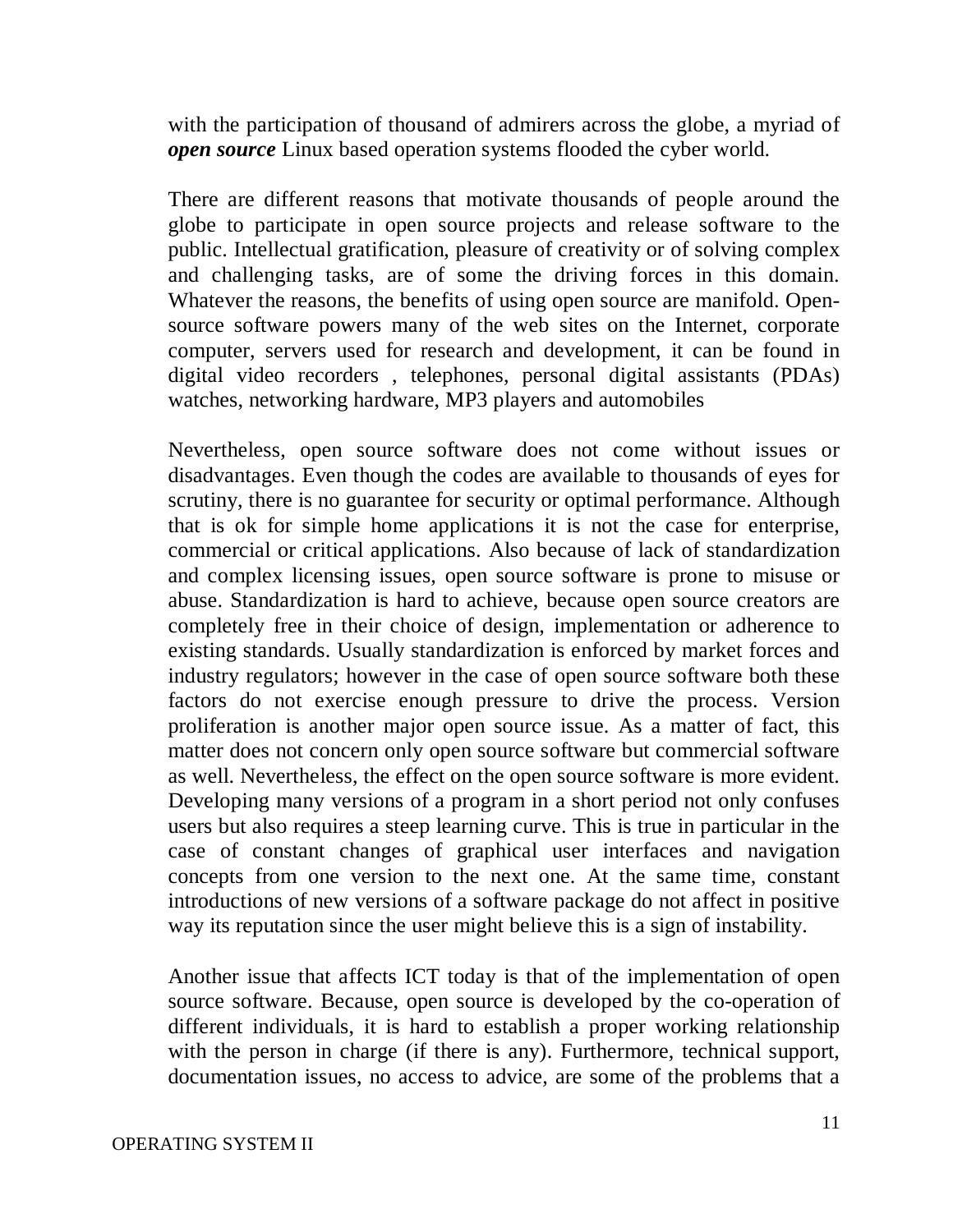with the participation of thousand of admirers across the globe, a myriad of ***open source*** Linux based operation systems flooded the cyber world.

There are different reasons that motivate thousands of people around the globe to participate in open source projects and release software to the public. Intellectual gratification, pleasure of creativity or of solving complex and challenging tasks, are of some the driving forces in this domain. Whatever the reasons, the benefits of using open source are manifold. Open-source software powers many of the web sites on the Internet, corporate computer, servers used for research and development, it can be found in digital video recorders , telephones, personal digital assistants (PDAs) watches, networking hardware, MP3 players and automobiles

Nevertheless, open source software does not come without issues or disadvantages. Even though the codes are available to thousands of eyes for scrutiny, there is no guarantee for security or optimal performance. Although that is ok for simple home applications it is not the case for enterprise, commercial or critical applications. Also because of lack of standardization and complex licensing issues, open source software is prone to misuse or abuse. Standardization is hard to achieve, because open source creators are completely free in their choice of design, implementation or adherence to existing standards. Usually standardization is enforced by market forces and industry regulators; however in the case of open source software both these factors do not exercise enough pressure to drive the process. Version proliferation is another major open source issue. As a matter of fact, this matter does not concern only open source software but commercial software as well. Nevertheless, the effect on the open source software is more evident. Developing many versions of a program in a short period not only confuses users but also requires a steep learning curve. This is true in particular in the case of constant changes of graphical user interfaces and navigation concepts from one version to the next one. At the same time, constant introductions of new versions of a software package do not affect in positive way its reputation since the user might believe this is a sign of instability.

Another issue that affects ICT today is that of the implementation of open source software. Because, open source is developed by the co-operation of different individuals, it is hard to establish a proper working relationship with the person in charge (if there is any). Furthermore, technical support, documentation issues, no access to advice, are some of the problems that a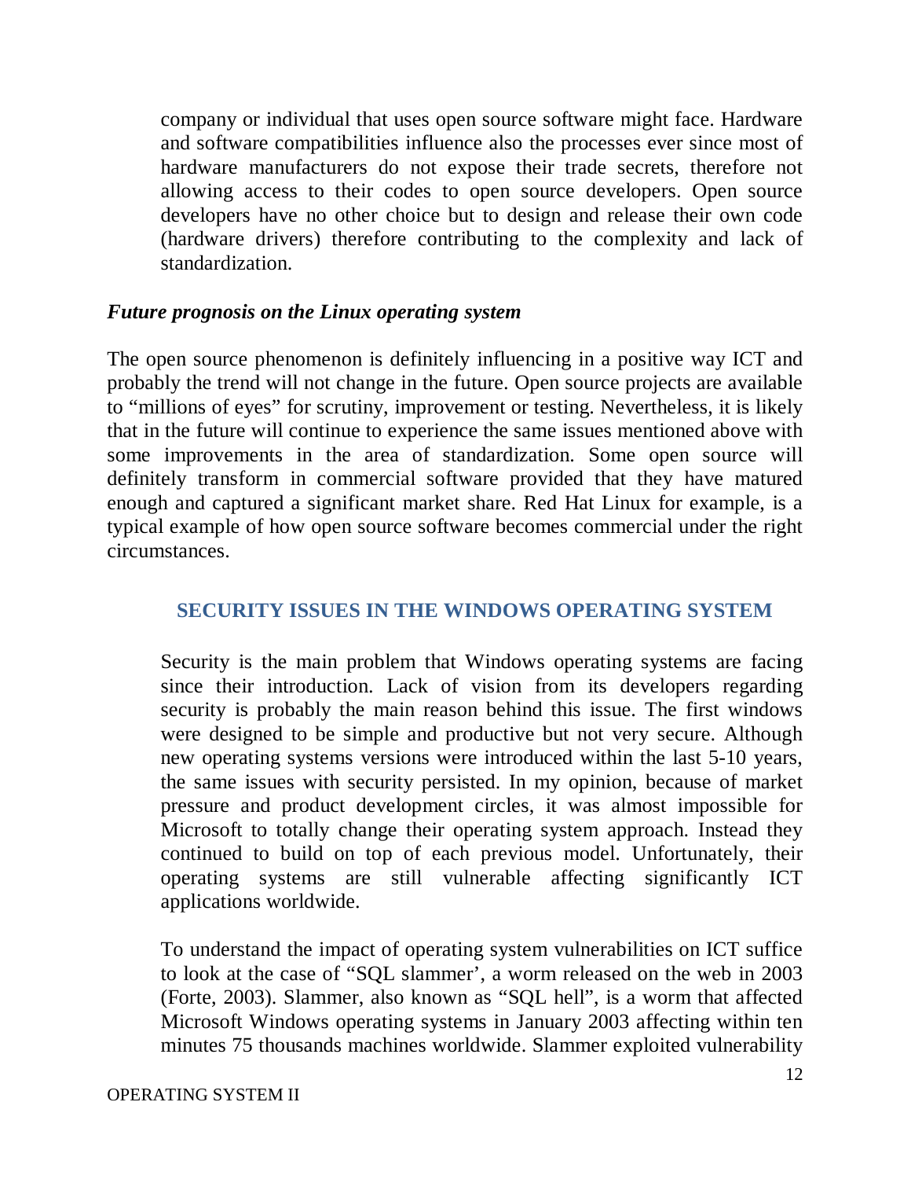company or individual that uses open source software might face. Hardware and software compatibilities influence also the processes ever since most of hardware manufacturers do not expose their trade secrets, therefore not allowing access to their codes to open source developers. Open source developers have no other choice but to design and release their own code (hardware drivers) therefore contributing to the complexity and lack of standardization.

***Future prognosis on the Linux operating system***

The open source phenomenon is definitely influencing in a positive way ICT and probably the trend will not change in the future. Open source projects are available to "millions of eyes" for scrutiny, improvement or testing. Nevertheless, it is likely that in the future will continue to experience the same issues mentioned above with some improvements in the area of standardization. Some open source will definitely transform in commercial software provided that they have matured enough and captured a significant market share. Red Hat Linux for example, is a typical example of how open source software becomes commercial under the right circumstances.

## SECURITY ISSUES IN THE WINDOWS OPERATING SYSTEM

Security is the main problem that Windows operating systems are facing since their introduction. Lack of vision from its developers regarding security is probably the main reason behind this issue. The first windows were designed to be simple and productive but not very secure. Although new operating systems versions were introduced within the last 5-10 years, the same issues with security persisted. In my opinion, because of market pressure and product development circles, it was almost impossible for Microsoft to totally change their operating system approach. Instead they continued to build on top of each previous model. Unfortunately, their operating systems are still vulnerable affecting significantly ICT applications worldwide.

To understand the impact of operating system vulnerabilities on ICT suffice to look at the case of "SQL slammer', a worm released on the web in 2003 (Forte, 2003). Slammer, also known as "SQL hell", is a worm that affected Microsoft Windows operating systems in January 2003 affecting within ten minutes 75 thousands machines worldwide. Slammer exploited vulnerability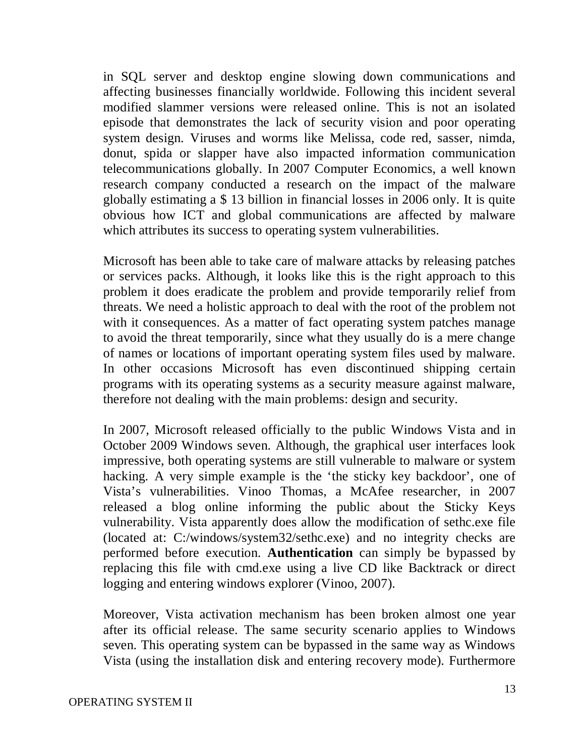in SQL server and desktop engine slowing down communications and affecting businesses financially worldwide. Following this incident several modified slammer versions were released online. This is not an isolated episode that demonstrates the lack of security vision and poor operating system design. Viruses and worms like Melissa, code red, sasser, nimda, donut, spida or slapper have also impacted information communication telecommunications globally. In 2007 Computer Economics, a well known research company conducted a research on the impact of the malware globally estimating a $ 13 billion in financial losses in 2006 only. It is quite obvious how ICT and global communications are affected by malware which attributes its success to operating system vulnerabilities.

Microsoft has been able to take care of malware attacks by releasing patches or services packs. Although, it looks like this is the right approach to this problem it does eradicate the problem and provide temporarily relief from threats. We need a holistic approach to deal with the root of the problem not with it consequences. As a matter of fact operating system patches manage to avoid the threat temporarily, since what they usually do is a mere change of names or locations of important operating system files used by malware. In other occasions Microsoft has even discontinued shipping certain programs with its operating systems as a security measure against malware, therefore not dealing with the main problems: design and security.

In 2007, Microsoft released officially to the public Windows Vista and in October 2009 Windows seven. Although, the graphical user interfaces look impressive, both operating systems are still vulnerable to malware or system hacking. A very simple example is the 'the sticky key backdoor', one of Vista's vulnerabilities. Vinoo Thomas, a McAfee researcher, in 2007 released a blog online informing the public about the Sticky Keys vulnerability. Vista apparently does allow the modification of sethc.exe file (located at: C:/windows/system32/sethc.exe) and no integrity checks are performed before execution. **Authentication** can simply be bypassed by replacing this file with cmd.exe using a live CD like Backtrack or direct logging and entering windows explorer (Vinoo, 2007).

Moreover, Vista activation mechanism has been broken almost one year after its official release. The same security scenario applies to Windows seven. This operating system can be bypassed in the same way as Windows Vista (using the installation disk and entering recovery mode). Furthermore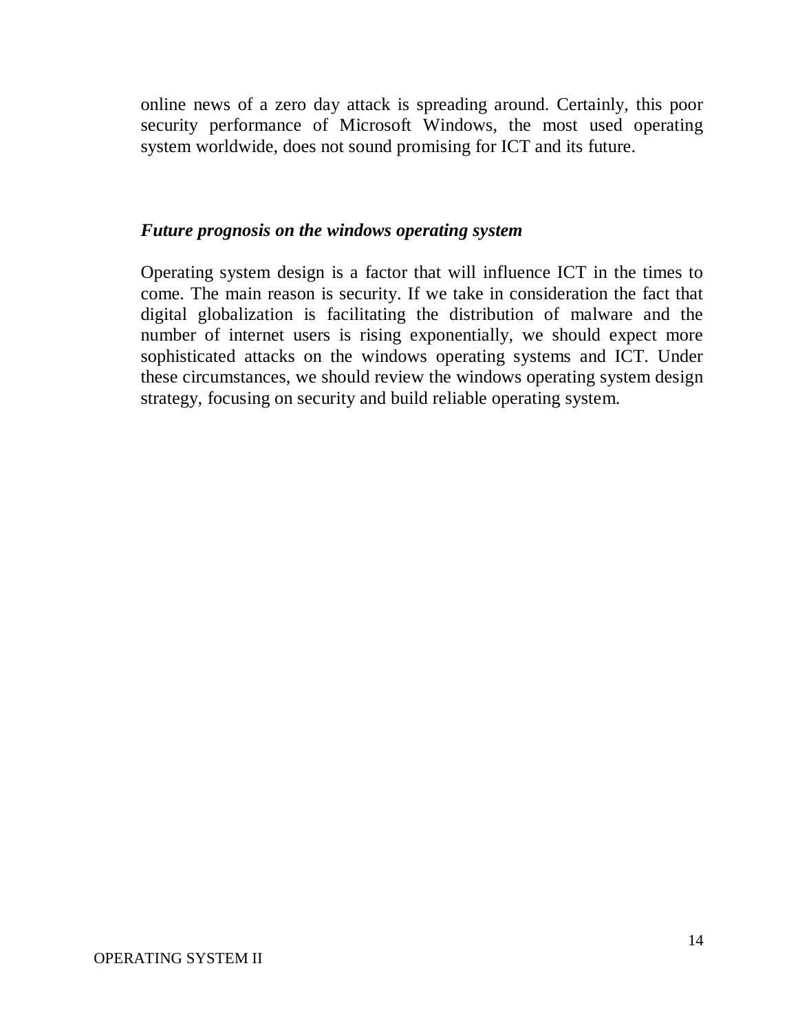online news of a zero day attack is spreading around. Certainly, this poor security performance of Microsoft Windows, the most used operating system worldwide, does not sound promising for ICT and its future.

***Future prognosis on the windows operating system***

Operating system design is a factor that will influence ICT in the times to come. The main reason is security. If we take in consideration the fact that digital globalization is facilitating the distribution of malware and the number of internet users is rising exponentially, we should expect more sophisticated attacks on the windows operating systems and ICT. Under these circumstances, we should review the windows operating system design strategy, focusing on security and build reliable operating system.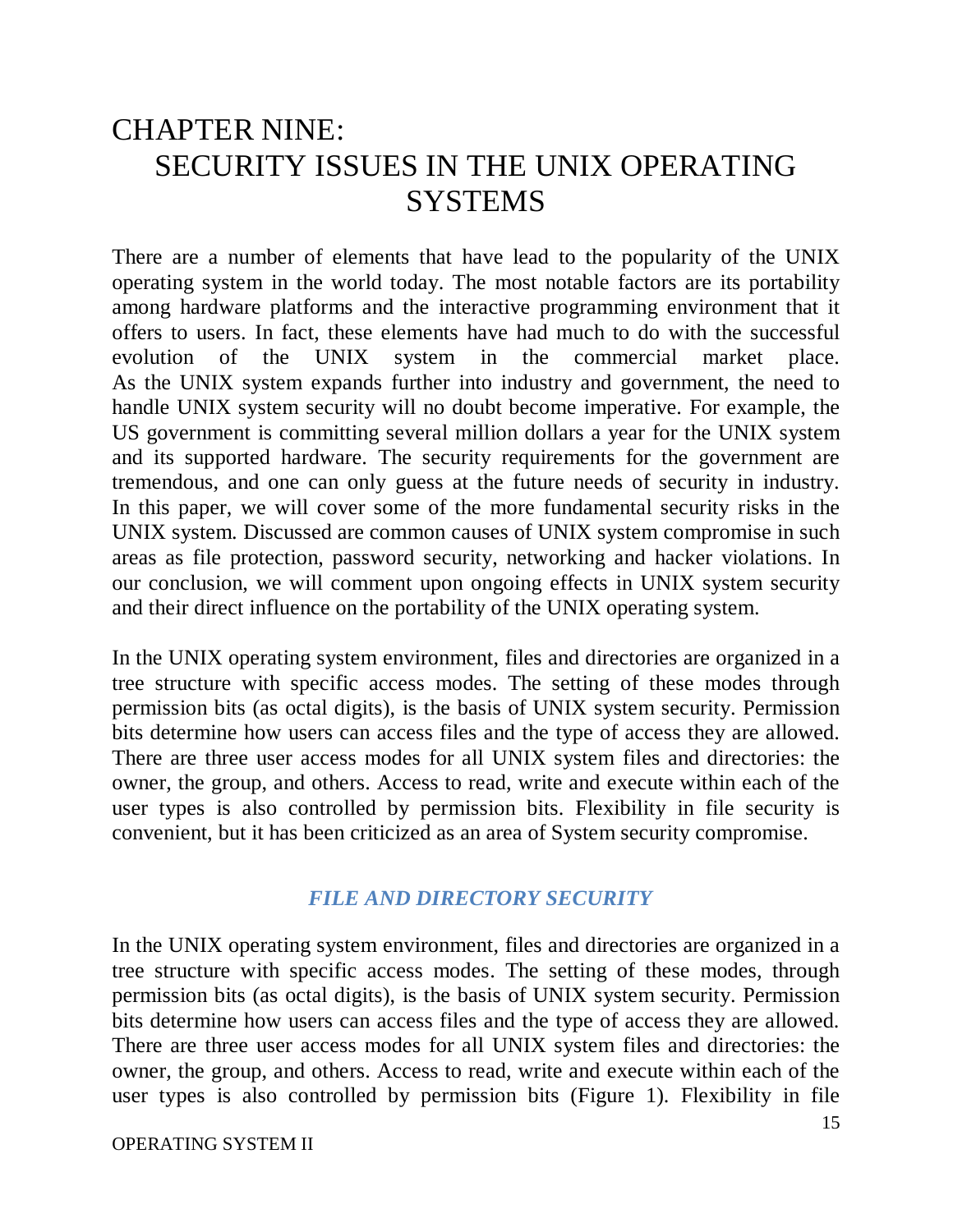# CHAPTER NINE:
# SECURITY ISSUES IN THE UNIX OPERATING SYSTEMS

There are a number of elements that have lead to the popularity of the UNIX operating system in the world today. The most notable factors are its portability among hardware platforms and the interactive programming environment that it offers to users. In fact, these elements have had much to do with the successful evolution of the UNIX system in the commercial market place. As the UNIX system expands further into industry and government, the need to handle UNIX system security will no doubt become imperative. For example, the US government is committing several million dollars a year for the UNIX system and its supported hardware. The security requirements for the government are tremendous, and one can only guess at the future needs of security in industry. In this paper, we will cover some of the more fundamental security risks in the UNIX system. Discussed are common causes of UNIX system compromise in such areas as file protection, password security, networking and hacker violations. In our conclusion, we will comment upon ongoing effects in UNIX system security and their direct influence on the portability of the UNIX operating system.

In the UNIX operating system environment, files and directories are organized in a tree structure with specific access modes. The setting of these modes through permission bits (as octal digits), is the basis of UNIX system security. Permission bits determine how users can access files and the type of access they are allowed. There are three user access modes for all UNIX system files and directories: the owner, the group, and others. Access to read, write and execute within each of the user types is also controlled by permission bits. Flexibility in file security is convenient, but it has been criticized as an area of System security compromise.

### *FILE AND DIRECTORY SECURITY*

In the UNIX operating system environment, files and directories are organized in a tree structure with specific access modes. The setting of these modes, through permission bits (as octal digits), is the basis of UNIX system security. Permission bits determine how users can access files and the type of access they are allowed. There are three user access modes for all UNIX system files and directories: the owner, the group, and others. Access to read, write and execute within each of the user types is also controlled by permission bits (Figure 1). Flexibility in file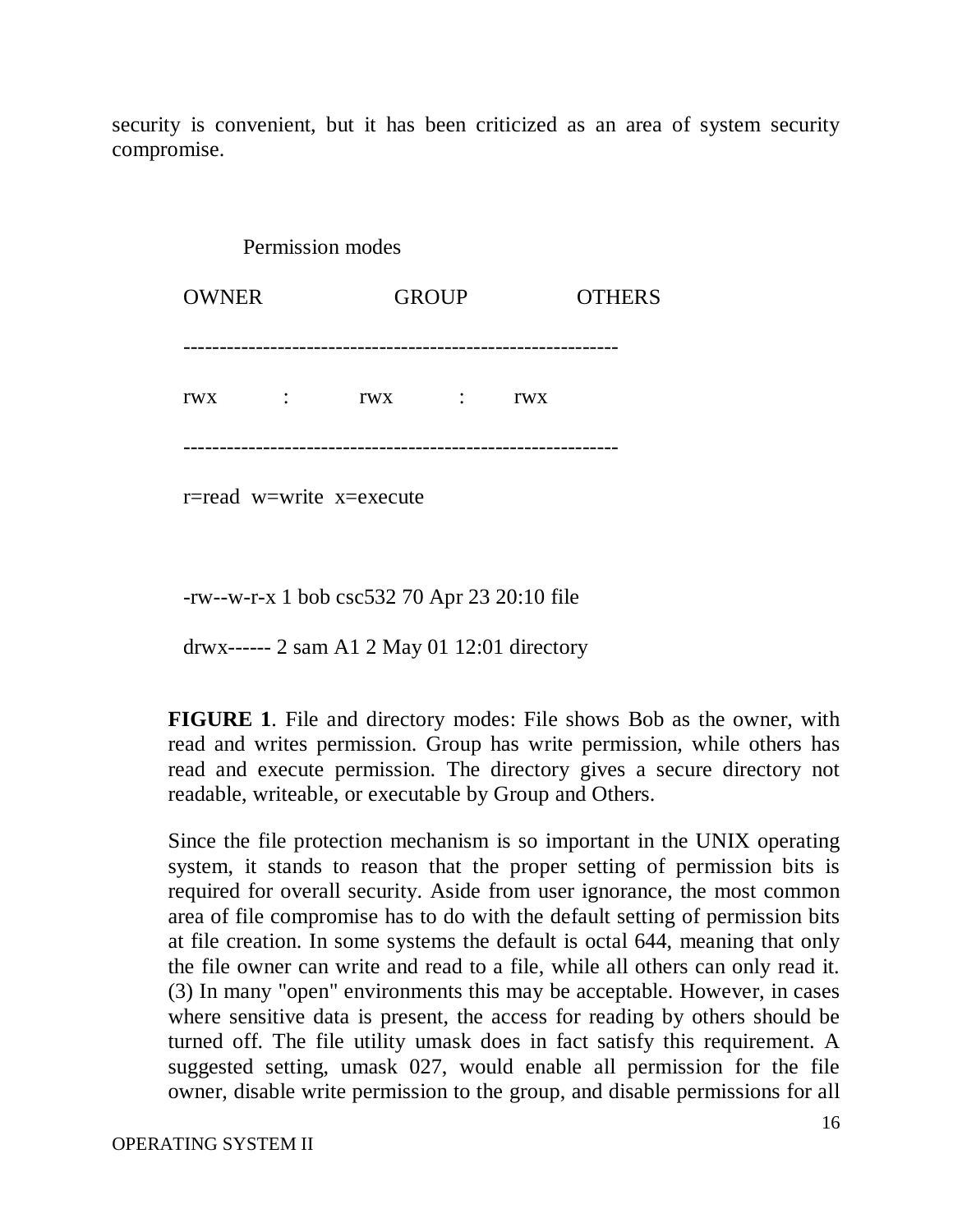security is convenient, but it has been criticized as an area of system security compromise.

```
        Permission modes

   OWNER              GROUP             OTHERS

   ---------------------------------------------------------

   rwx       :       rwx       :      rwx

   ---------------------------------------------------------

   r=read  w=write  x=execute


   -rw--w-r-x 1 bob csc532 70 Apr 23 20:10 file

   drwx------ 2 sam A1 2 May 01 12:01 directory
```

**FIGURE 1**. File and directory modes: File shows Bob as the owner, with read and writes permission. Group has write permission, while others has read and execute permission. The directory gives a secure directory not readable, writeable, or executable by Group and Others.

Since the file protection mechanism is so important in the UNIX operating system, it stands to reason that the proper setting of permission bits is required for overall security. Aside from user ignorance, the most common area of file compromise has to do with the default setting of permission bits at file creation. In some systems the default is octal 644, meaning that only the file owner can write and read to a file, while all others can only read it. (3) In many "open" environments this may be acceptable. However, in cases where sensitive data is present, the access for reading by others should be turned off. The file utility umask does in fact satisfy this requirement. A suggested setting, umask 027, would enable all permission for the file owner, disable write permission to the group, and disable permissions for all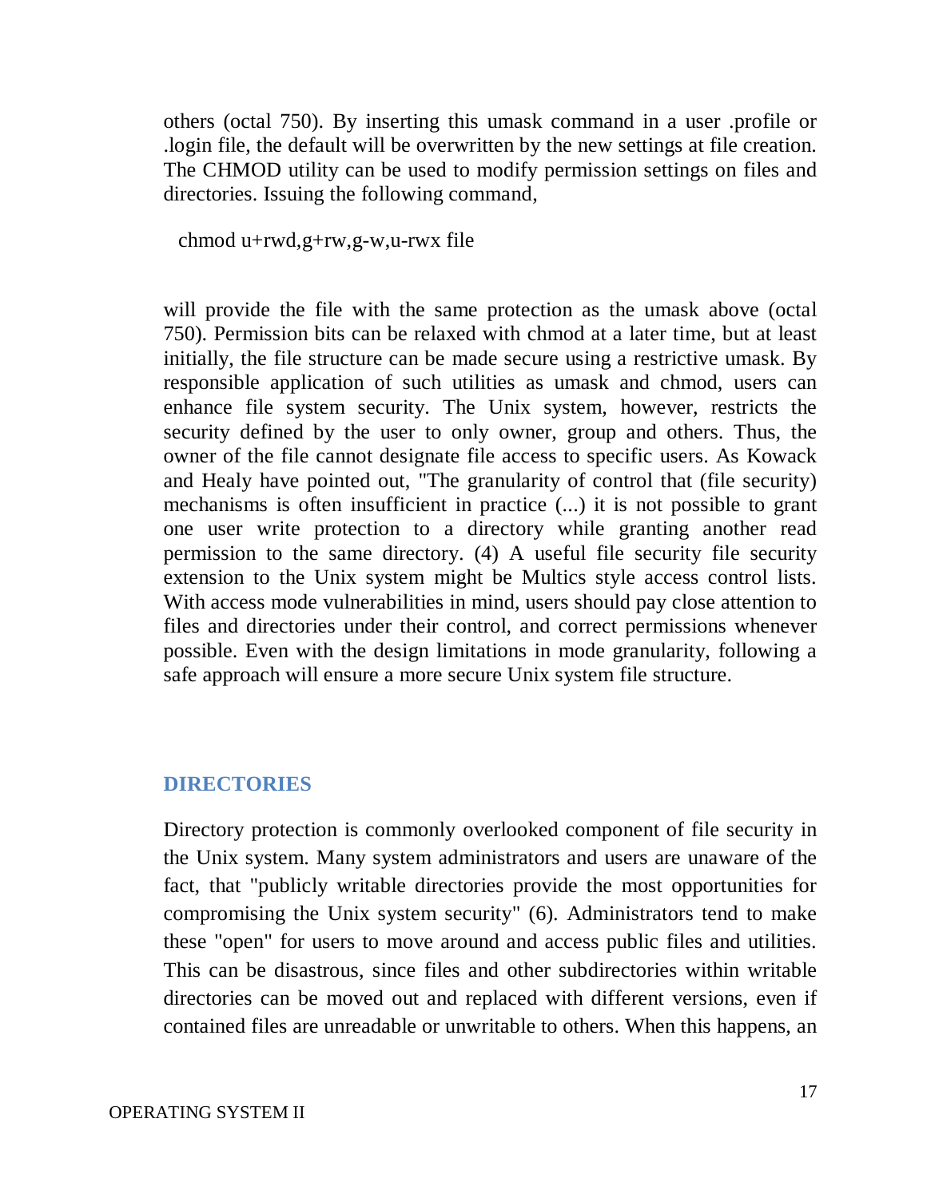others (octal 750). By inserting this umask command in a user .profile or .login file, the default will be overwritten by the new settings at file creation. The CHMOD utility can be used to modify permission settings on files and directories. Issuing the following command,

```
chmod u+rwd,g+rw,g-w,u-rwx file
```

will provide the file with the same protection as the umask above (octal 750). Permission bits can be relaxed with chmod at a later time, but at least initially, the file structure can be made secure using a restrictive umask. By responsible application of such utilities as umask and chmod, users can enhance file system security. The Unix system, however, restricts the security defined by the user to only owner, group and others. Thus, the owner of the file cannot designate file access to specific users. As Kowack and Healy have pointed out, "The granularity of control that (file security) mechanisms is often insufficient in practice (...) it is not possible to grant one user write protection to a directory while granting another read permission to the same directory. (4) A useful file security file security extension to the Unix system might be Multics style access control lists. With access mode vulnerabilities in mind, users should pay close attention to files and directories under their control, and correct permissions whenever possible. Even with the design limitations in mode granularity, following a safe approach will ensure a more secure Unix system file structure.

## DIRECTORIES

Directory protection is commonly overlooked component of file security in the Unix system. Many system administrators and users are unaware of the fact, that "publicly writable directories provide the most opportunities for compromising the Unix system security" (6). Administrators tend to make these "open" for users to move around and access public files and utilities. This can be disastrous, since files and other subdirectories within writable directories can be moved out and replaced with different versions, even if contained files are unreadable or unwritable to others. When this happens, an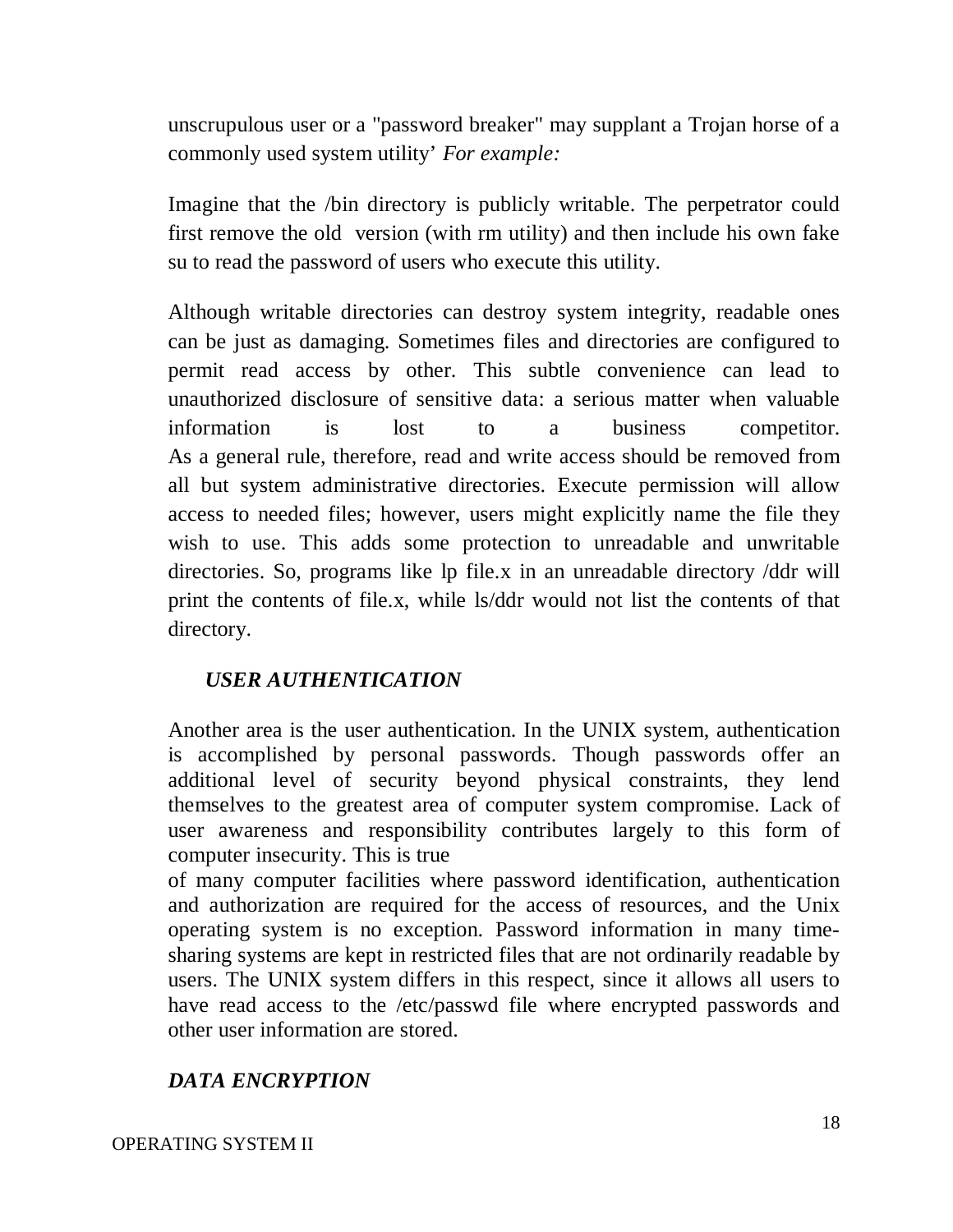unscrupulous user or a "password breaker" may supplant a Trojan horse of a commonly used system utility' *For example:*

Imagine that the /bin directory is publicly writable. The perpetrator could first remove the old version (with rm utility) and then include his own fake su to read the password of users who execute this utility.

Although writable directories can destroy system integrity, readable ones can be just as damaging. Sometimes files and directories are configured to permit read access by other. This subtle convenience can lead to unauthorized disclosure of sensitive data: a serious matter when valuable information is lost to a business competitor. As a general rule, therefore, read and write access should be removed from all but system administrative directories. Execute permission will allow access to needed files; however, users might explicitly name the file they wish to use. This adds some protection to unreadable and unwritable directories. So, programs like lp file.x in an unreadable directory /ddr will print the contents of file.x, while ls/ddr would not list the contents of that directory.

### *USER AUTHENTICATION*

Another area is the user authentication. In the UNIX system, authentication is accomplished by personal passwords. Though passwords offer an additional level of security beyond physical constraints, they lend themselves to the greatest area of computer system compromise. Lack of user awareness and responsibility contributes largely to this form of computer insecurity. This is true of many computer facilities where password identification, authentication and authorization are required for the access of resources, and the Unix operating system is no exception. Password information in many time-sharing systems are kept in restricted files that are not ordinarily readable by users. The UNIX system differs in this respect, since it allows all users to have read access to the /etc/passwd file where encrypted passwords and other user information are stored.

### *DATA ENCRYPTION*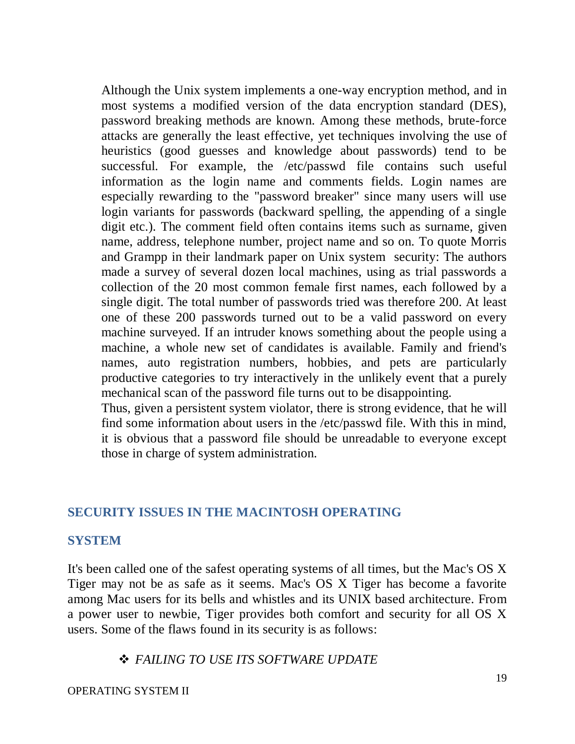Although the Unix system implements a one-way encryption method, and in most systems a modified version of the data encryption standard (DES), password breaking methods are known. Among these methods, brute-force attacks are generally the least effective, yet techniques involving the use of heuristics (good guesses and knowledge about passwords) tend to be successful. For example, the /etc/passwd file contains such useful information as the login name and comments fields. Login names are especially rewarding to the "password breaker" since many users will use login variants for passwords (backward spelling, the appending of a single digit etc.). The comment field often contains items such as surname, given name, address, telephone number, project name and so on. To quote Morris and Grampp in their landmark paper on Unix system security: The authors made a survey of several dozen local machines, using as trial passwords a collection of the 20 most common female first names, each followed by a single digit. The total number of passwords tried was therefore 200. At least one of these 200 passwords turned out to be a valid password on every machine surveyed. If an intruder knows something about the people using a machine, a whole new set of candidates is available. Family and friend's names, auto registration numbers, hobbies, and pets are particularly productive categories to try interactively in the unlikely event that a purely mechanical scan of the password file turns out to be disappointing.

Thus, given a persistent system violator, there is strong evidence, that he will find some information about users in the /etc/passwd file. With this in mind, it is obvious that a password file should be unreadable to everyone except those in charge of system administration.

## SECURITY ISSUES IN THE MACINTOSH OPERATING SYSTEM

It's been called one of the safest operating systems of all times, but the Mac's OS X Tiger may not be as safe as it seems. Mac's OS X Tiger has become a favorite among Mac users for its bells and whistles and its UNIX based architecture. From a power user to newbie, Tiger provides both comfort and security for all OS X users. Some of the flaws found in its security is as follows:

- *FAILING TO USE ITS SOFTWARE UPDATE*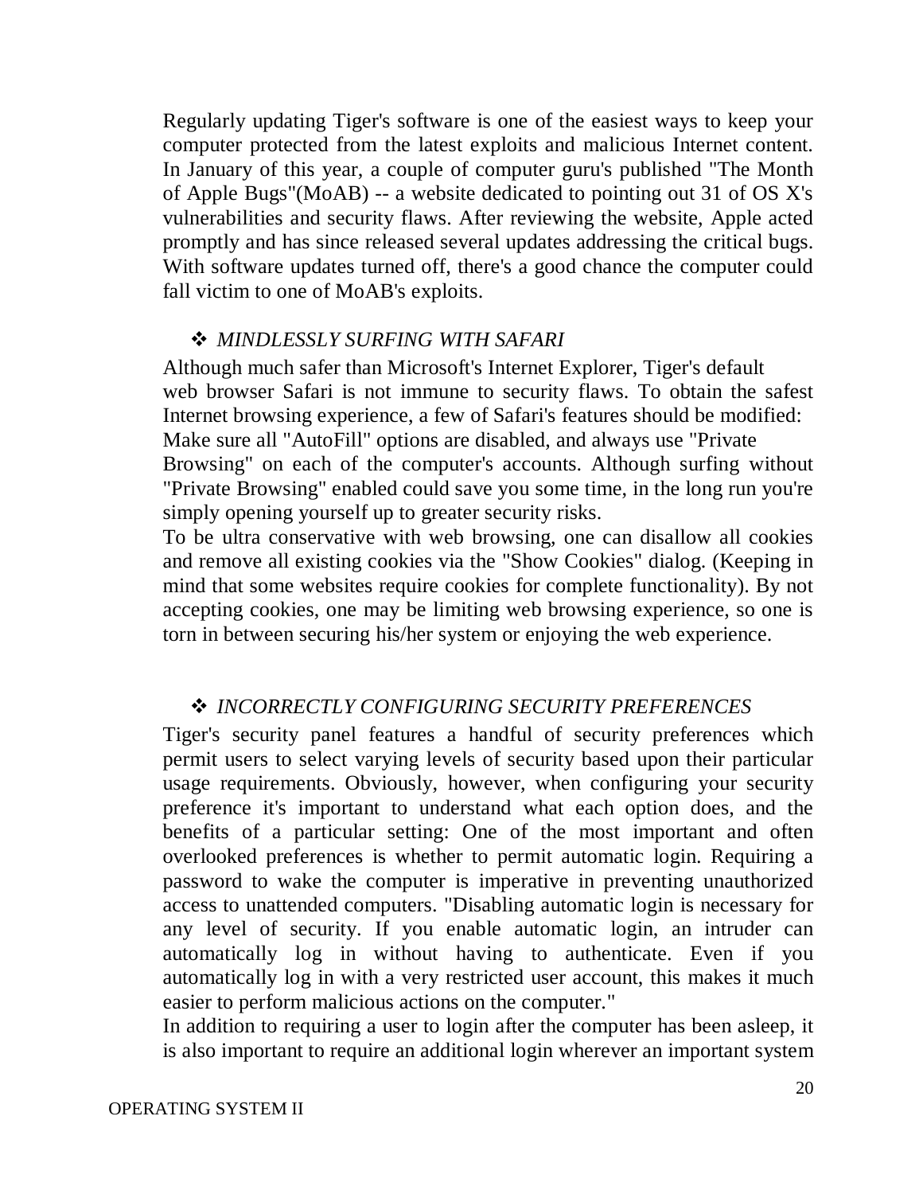Regularly updating Tiger's software is one of the easiest ways to keep your computer protected from the latest exploits and malicious Internet content. In January of this year, a couple of computer guru's published "The Month of Apple Bugs"(MoAB) -- a website dedicated to pointing out 31 of OS X's vulnerabilities and security flaws. After reviewing the website, Apple acted promptly and has since released several updates addressing the critical bugs. With software updates turned off, there's a good chance the computer could fall victim to one of MoAB's exploits.

- ***MINDLESSLY SURFING WITH SAFARI***

Although much safer than Microsoft's Internet Explorer, Tiger's default web browser Safari is not immune to security flaws. To obtain the safest Internet browsing experience, a few of Safari's features should be modified: Make sure all "AutoFill" options are disabled, and always use "Private Browsing" on each of the computer's accounts. Although surfing without "Private Browsing" enabled could save you some time, in the long run you're simply opening yourself up to greater security risks.

To be ultra conservative with web browsing, one can disallow all cookies and remove all existing cookies via the "Show Cookies" dialog. (Keeping in mind that some websites require cookies for complete functionality). By not accepting cookies, one may be limiting web browsing experience, so one is torn in between securing his/her system or enjoying the web experience.

- ***INCORRECTLY CONFIGURING SECURITY PREFERENCES***

Tiger's security panel features a handful of security preferences which permit users to select varying levels of security based upon their particular usage requirements. Obviously, however, when configuring your security preference it's important to understand what each option does, and the benefits of a particular setting: One of the most important and often overlooked preferences is whether to permit automatic login. Requiring a password to wake the computer is imperative in preventing unauthorized access to unattended computers. "Disabling automatic login is necessary for any level of security. If you enable automatic login, an intruder can automatically log in without having to authenticate. Even if you automatically log in with a very restricted user account, this makes it much easier to perform malicious actions on the computer."

In addition to requiring a user to login after the computer has been asleep, it is also important to require an additional login wherever an important system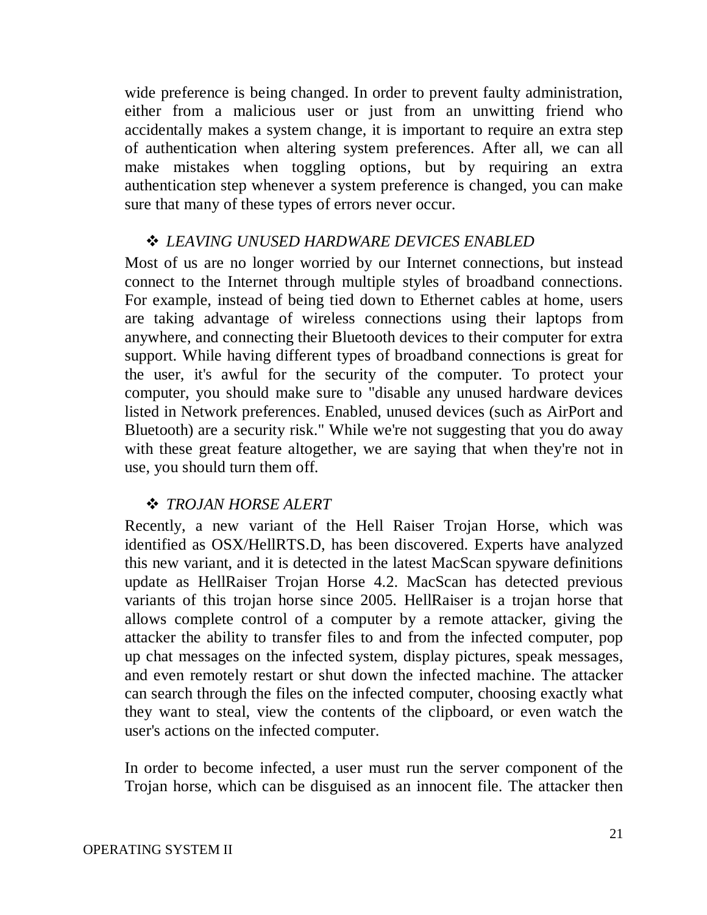wide preference is being changed. In order to prevent faulty administration, either from a malicious user or just from an unwitting friend who accidentally makes a system change, it is important to require an extra step of authentication when altering system preferences. After all, we can all make mistakes when toggling options, but by requiring an extra authentication step whenever a system preference is changed, you can make sure that many of these types of errors never occur.

### ❖ *LEAVING UNUSED HARDWARE DEVICES ENABLED*

Most of us are no longer worried by our Internet connections, but instead connect to the Internet through multiple styles of broadband connections. For example, instead of being tied down to Ethernet cables at home, users are taking advantage of wireless connections using their laptops from anywhere, and connecting their Bluetooth devices to their computer for extra support. While having different types of broadband connections is great for the user, it's awful for the security of the computer. To protect your computer, you should make sure to "disable any unused hardware devices listed in Network preferences. Enabled, unused devices (such as AirPort and Bluetooth) are a security risk." While we're not suggesting that you do away with these great feature altogether, we are saying that when they're not in use, you should turn them off.

### ❖ *TROJAN HORSE ALERT*

Recently, a new variant of the Hell Raiser Trojan Horse, which was identified as OSX/HellRTS.D, has been discovered. Experts have analyzed this new variant, and it is detected in the latest MacScan spyware definitions update as HellRaiser Trojan Horse 4.2. MacScan has detected previous variants of this trojan horse since 2005. HellRaiser is a trojan horse that allows complete control of a computer by a remote attacker, giving the attacker the ability to transfer files to and from the infected computer, pop up chat messages on the infected system, display pictures, speak messages, and even remotely restart or shut down the infected machine. The attacker can search through the files on the infected computer, choosing exactly what they want to steal, view the contents of the clipboard, or even watch the user's actions on the infected computer.

In order to become infected, a user must run the server component of the Trojan horse, which can be disguised as an innocent file. The attacker then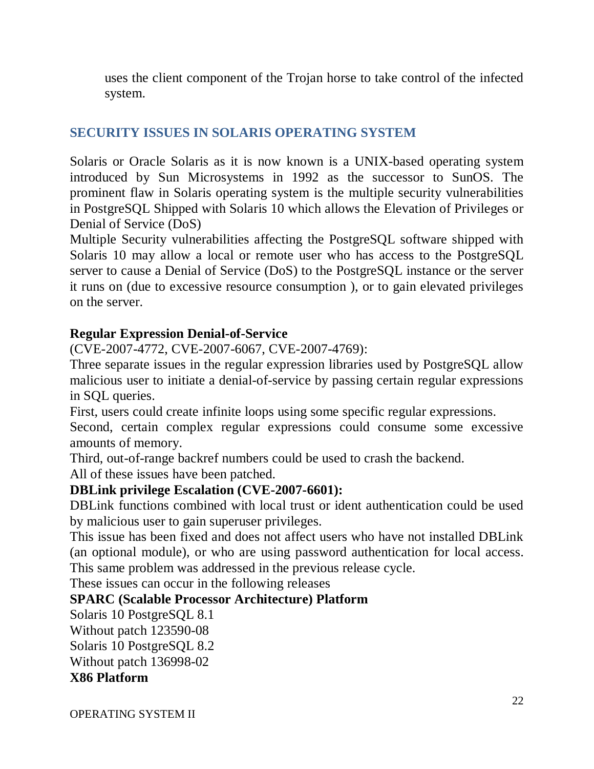uses the client component of the Trojan horse to take control of the infected system.

## SECURITY ISSUES IN SOLARIS OPERATING SYSTEM

Solaris or Oracle Solaris as it is now known is a UNIX-based operating system introduced by Sun Microsystems in 1992 as the successor to SunOS. The prominent flaw in Solaris operating system is the multiple security vulnerabilities in PostgreSQL Shipped with Solaris 10 which allows the Elevation of Privileges or Denial of Service (DoS)

Multiple Security vulnerabilities affecting the PostgreSQL software shipped with Solaris 10 may allow a local or remote user who has access to the PostgreSQL server to cause a Denial of Service (DoS) to the PostgreSQL instance or the server it runs on (due to excessive resource consumption ), or to gain elevated privileges on the server.

**Regular Expression Denial-of-Service**

(CVE-2007-4772, CVE-2007-6067, CVE-2007-4769):

Three separate issues in the regular expression libraries used by PostgreSQL allow malicious user to initiate a denial-of-service by passing certain regular expressions in SQL queries.

First, users could create infinite loops using some specific regular expressions.

Second, certain complex regular expressions could consume some excessive amounts of memory.

Third, out-of-range backref numbers could be used to crash the backend.

All of these issues have been patched.

**DBLink privilege Escalation (CVE-2007-6601):**

DBLink functions combined with local trust or ident authentication could be used by malicious user to gain superuser privileges.

This issue has been fixed and does not affect users who have not installed DBLink (an optional module), or who are using password authentication for local access. This same problem was addressed in the previous release cycle.

These issues can occur in the following releases

**SPARC (Scalable Processor Architecture) Platform**

Solaris 10 PostgreSQL 8.1

Without patch 123590-08

Solaris 10 PostgreSQL 8.2

Without patch 136998-02

**X86 Platform**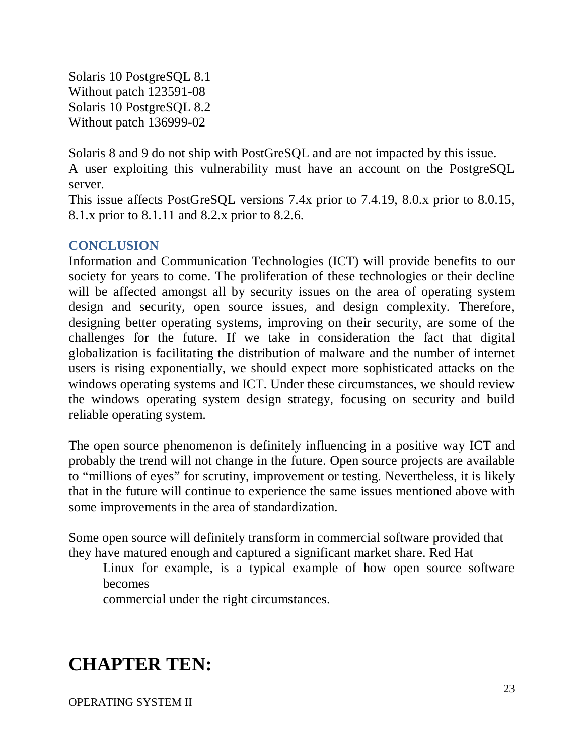Solaris 10 PostgreSQL 8.1
Without patch 123591-08
Solaris 10 PostgreSQL 8.2
Without patch 136999-02

Solaris 8 and 9 do not ship with PostGreSQL and are not impacted by this issue.
A user exploiting this vulnerability must have an account on the PostgreSQL server.
This issue affects PostGreSQL versions 7.4x prior to 7.4.19, 8.0.x prior to 8.0.15, 8.1.x prior to 8.1.11 and 8.2.x prior to 8.2.6.

### CONCLUSION

Information and Communication Technologies (ICT) will provide benefits to our society for years to come. The proliferation of these technologies or their decline will be affected amongst all by security issues on the area of operating system design and security, open source issues, and design complexity. Therefore, designing better operating systems, improving on their security, are some of the challenges for the future. If we take in consideration the fact that digital globalization is facilitating the distribution of malware and the number of internet users is rising exponentially, we should expect more sophisticated attacks on the windows operating systems and ICT. Under these circumstances, we should review the windows operating system design strategy, focusing on security and build reliable operating system.

The open source phenomenon is definitely influencing in a positive way ICT and probably the trend will not change in the future. Open source projects are available to "millions of eyes" for scrutiny, improvement or testing. Nevertheless, it is likely that in the future will continue to experience the same issues mentioned above with some improvements in the area of standardization.

Some open source will definitely transform in commercial software provided that they have matured enough and captured a significant market share. Red Hat Linux for example, is a typical example of how open source software becomes commercial under the right circumstances.

# CHAPTER TEN: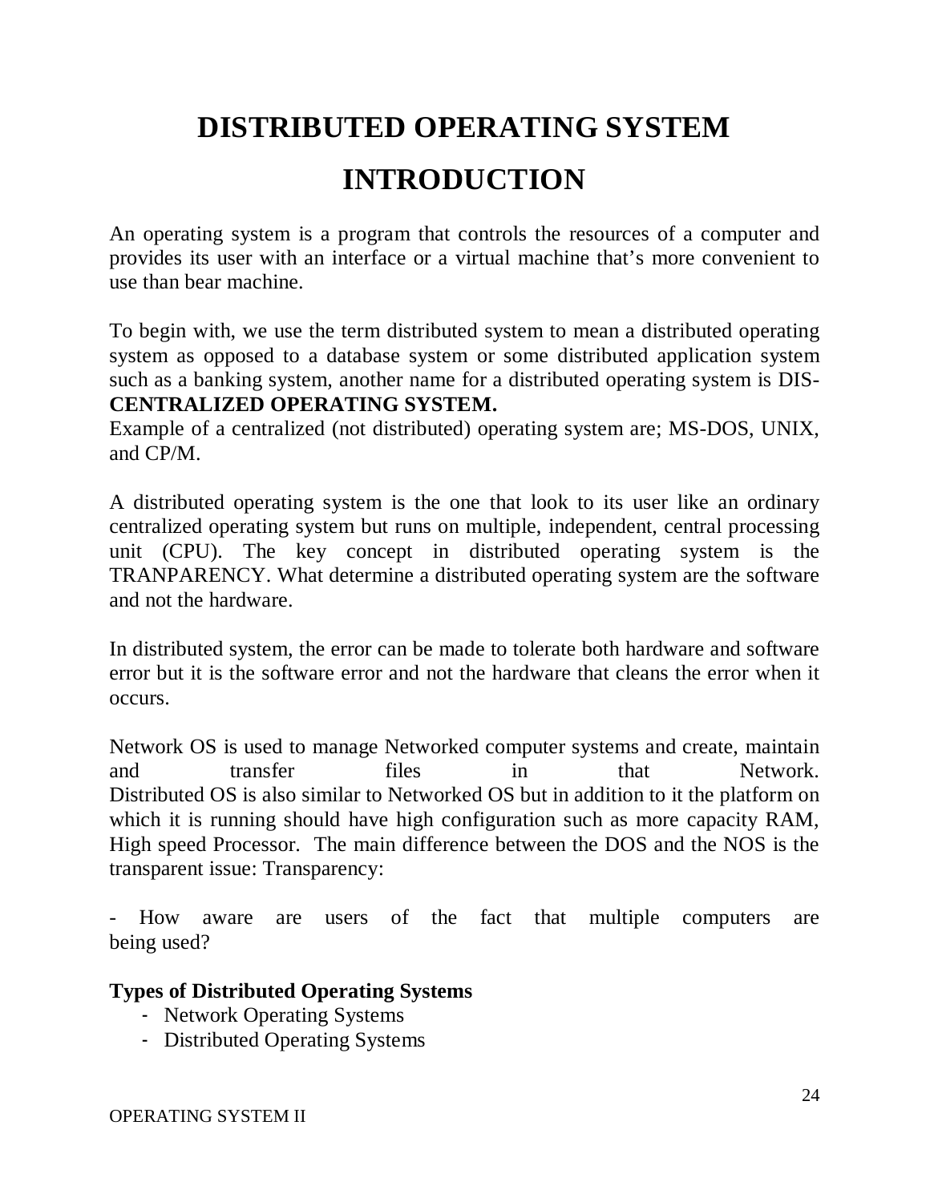# DISTRIBUTED OPERATING SYSTEM

# INTRODUCTION

An operating system is a program that controls the resources of a computer and provides its user with an interface or a virtual machine that's more convenient to use than bear machine.

To begin with, we use the term distributed system to mean a distributed operating system as opposed to a database system or some distributed application system such as a banking system, another name for a distributed operating system is DIS-**CENTRALIZED OPERATING SYSTEM.**
Example of a centralized (not distributed) operating system are; MS-DOS, UNIX, and CP/M.

A distributed operating system is the one that look to its user like an ordinary centralized operating system but runs on multiple, independent, central processing unit (CPU). The key concept in distributed operating system is the TRANPARENCY. What determine a distributed operating system are the software and not the hardware.

In distributed system, the error can be made to tolerate both hardware and software error but it is the software error and not the hardware that cleans the error when it occurs.

Network OS is used to manage Networked computer systems and create, maintain and transfer files in that Network.
Distributed OS is also similar to Networked OS but in addition to it the platform on which it is running should have high configuration such as more capacity RAM, High speed Processor. The main difference between the DOS and the NOS is the transparent issue: Transparency:

- How aware are users of the fact that multiple computers are being used?

**Types of Distributed Operating Systems**

- Network Operating Systems
- Distributed Operating Systems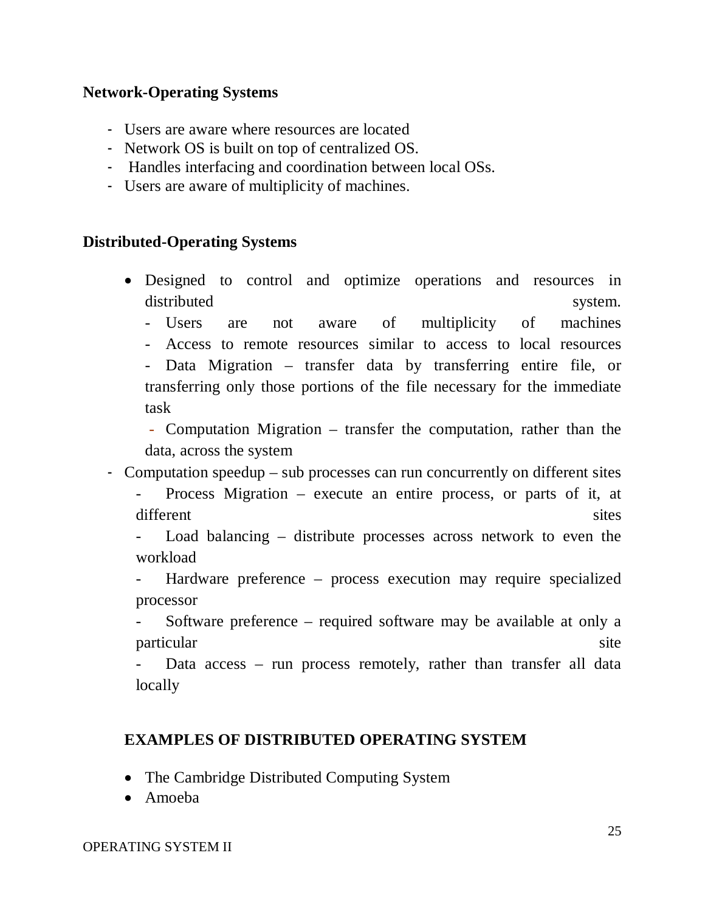**Network-Operating Systems**

- Users are aware where resources are located
- Network OS is built on top of centralized OS.
- Handles interfacing and coordination between local OSs.
- Users are aware of multiplicity of machines.

**Distributed-Operating Systems**

- Designed to control and optimize operations and resources in distributed system.
  - Users are not aware of multiplicity of machines
  - Access to remote resources similar to access to local resources
  - Data Migration – transfer data by transferring entire file, or transferring only those portions of the file necessary for the immediate task
  - Computation Migration – transfer the computation, rather than the data, across the system
- Computation speedup – sub processes can run concurrently on different sites
  - Process Migration – execute an entire process, or parts of it, at different sites
  - Load balancing – distribute processes across network to even the workload
  - Hardware preference – process execution may require specialized processor
  - Software preference – required software may be available at only a particular site
  - Data access – run process remotely, rather than transfer all data locally

**EXAMPLES OF DISTRIBUTED OPERATING SYSTEM**

- The Cambridge Distributed Computing System
- Amoeba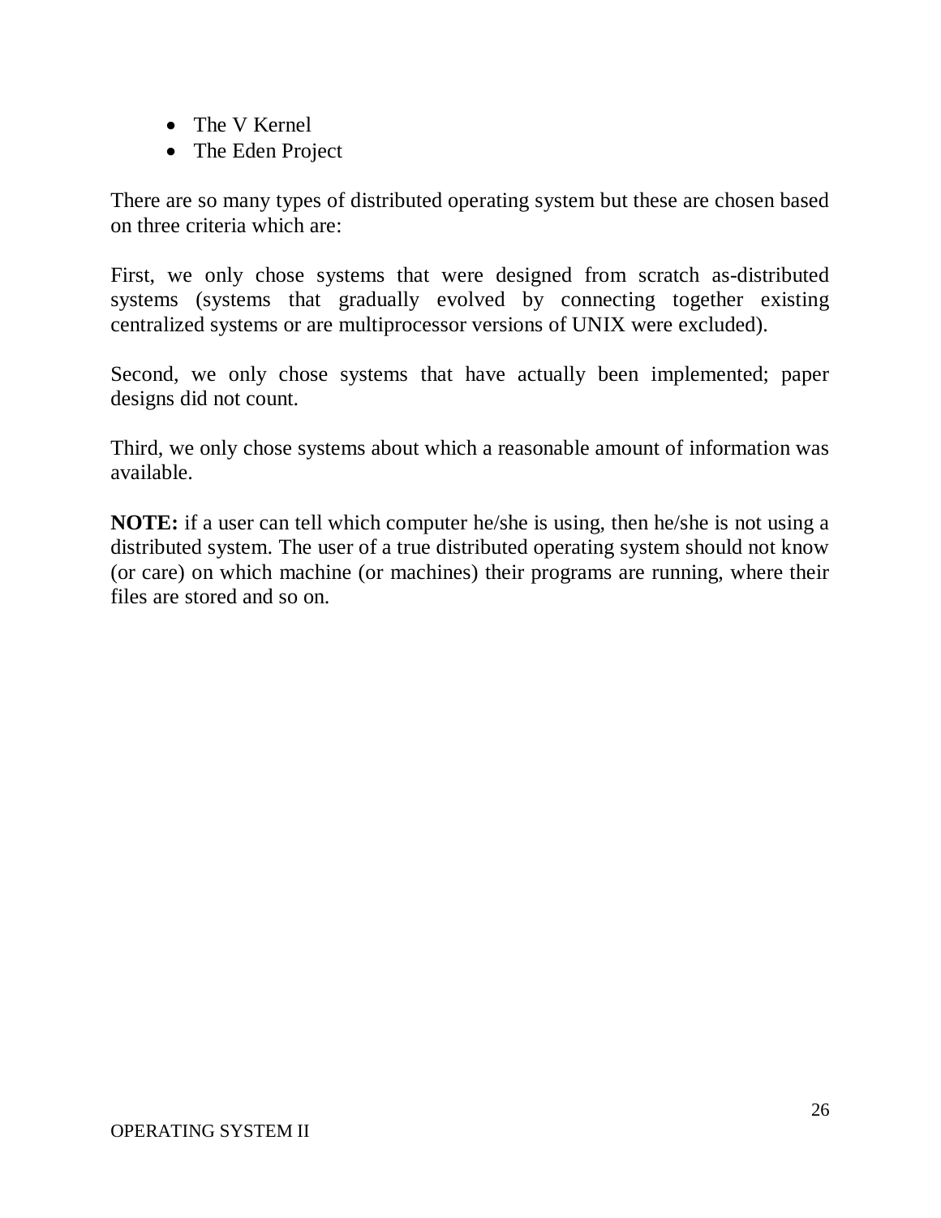- The V Kernel
- The Eden Project

There are so many types of distributed operating system but these are chosen based on three criteria which are:

First, we only chose systems that were designed from scratch as-distributed systems (systems that gradually evolved by connecting together existing centralized systems or are multiprocessor versions of UNIX were excluded).

Second, we only chose systems that have actually been implemented; paper designs did not count.

Third, we only chose systems about which a reasonable amount of information was available.

**NOTE:** if a user can tell which computer he/she is using, then he/she is not using a distributed system. The user of a true distributed operating system should not know (or care) on which machine (or machines) their programs are running, where their files are stored and so on.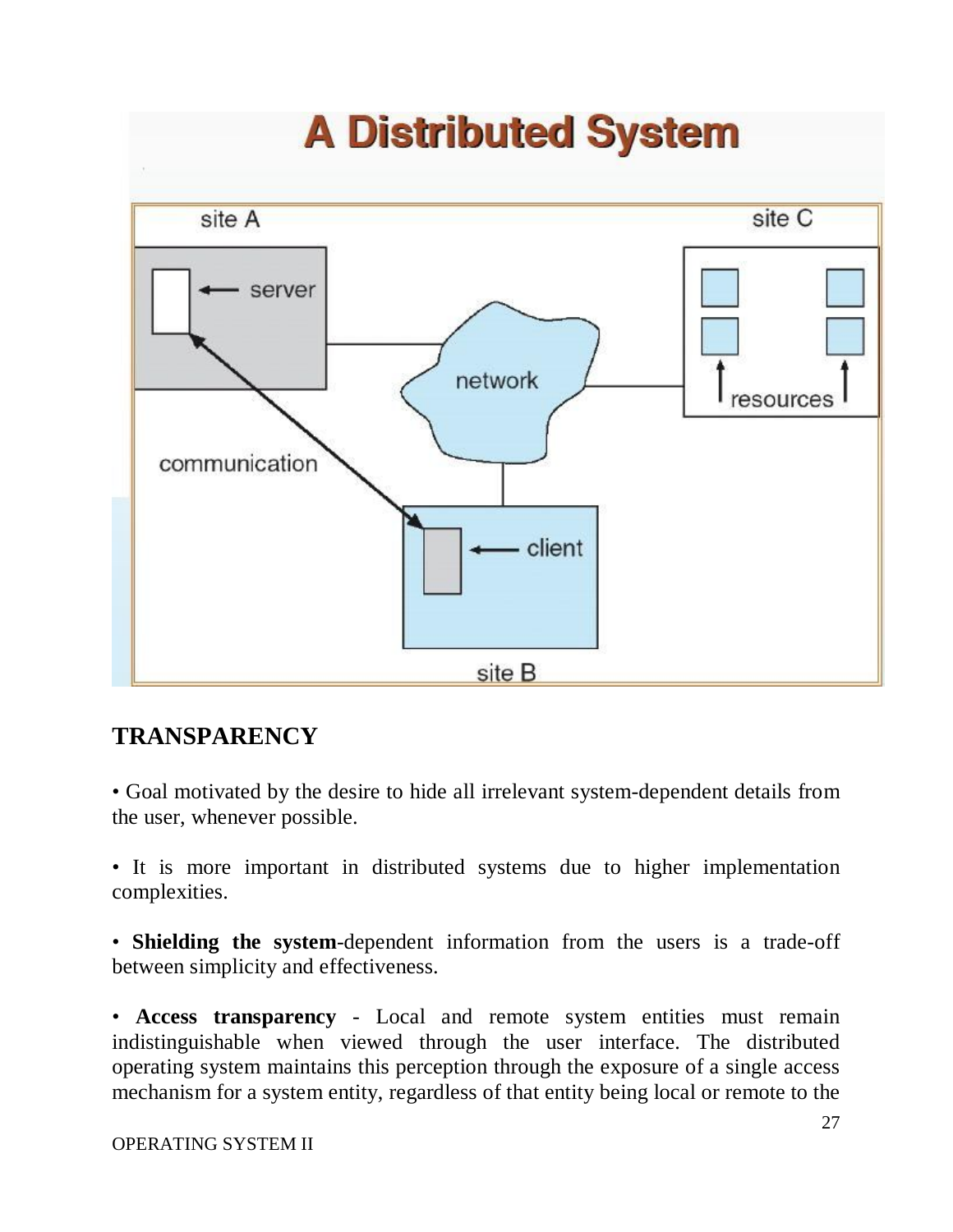# A Distributed System

## TRANSPARENCY

• Goal motivated by the desire to hide all irrelevant system-dependent details from the user, whenever possible.

• It is more important in distributed systems due to higher implementation complexities.

• **Shielding the system**-dependent information from the users is a trade-off between simplicity and effectiveness.

• **Access transparency** - Local and remote system entities must remain indistinguishable when viewed through the user interface. The distributed operating system maintains this perception through the exposure of a single access mechanism for a system entity, regardless of that entity being local or remote to the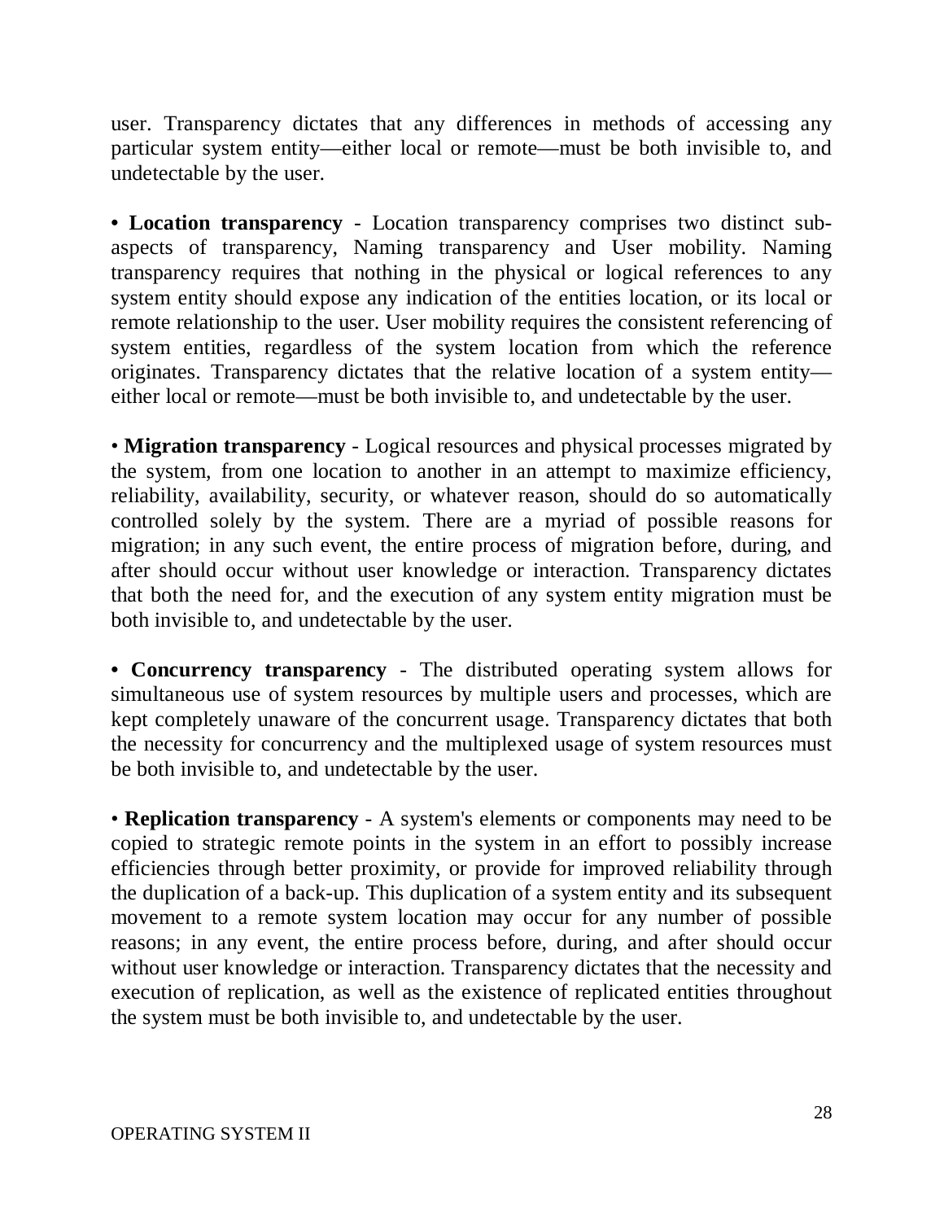user. Transparency dictates that any differences in methods of accessing any particular system entity—either local or remote—must be both invisible to, and undetectable by the user.

• **Location transparency** - Location transparency comprises two distinct sub-aspects of transparency, Naming transparency and User mobility. Naming transparency requires that nothing in the physical or logical references to any system entity should expose any indication of the entities location, or its local or remote relationship to the user. User mobility requires the consistent referencing of system entities, regardless of the system location from which the reference originates. Transparency dictates that the relative location of a system entity—either local or remote—must be both invisible to, and undetectable by the user.

• **Migration transparency** - Logical resources and physical processes migrated by the system, from one location to another in an attempt to maximize efficiency, reliability, availability, security, or whatever reason, should do so automatically controlled solely by the system. There are a myriad of possible reasons for migration; in any such event, the entire process of migration before, during, and after should occur without user knowledge or interaction. Transparency dictates that both the need for, and the execution of any system entity migration must be both invisible to, and undetectable by the user.

• **Concurrency transparency** - The distributed operating system allows for simultaneous use of system resources by multiple users and processes, which are kept completely unaware of the concurrent usage. Transparency dictates that both the necessity for concurrency and the multiplexed usage of system resources must be both invisible to, and undetectable by the user.

• **Replication transparency** - A system's elements or components may need to be copied to strategic remote points in the system in an effort to possibly increase efficiencies through better proximity, or provide for improved reliability through the duplication of a back-up. This duplication of a system entity and its subsequent movement to a remote system location may occur for any number of possible reasons; in any event, the entire process before, during, and after should occur without user knowledge or interaction. Transparency dictates that the necessity and execution of replication, as well as the existence of replicated entities throughout the system must be both invisible to, and undetectable by the user.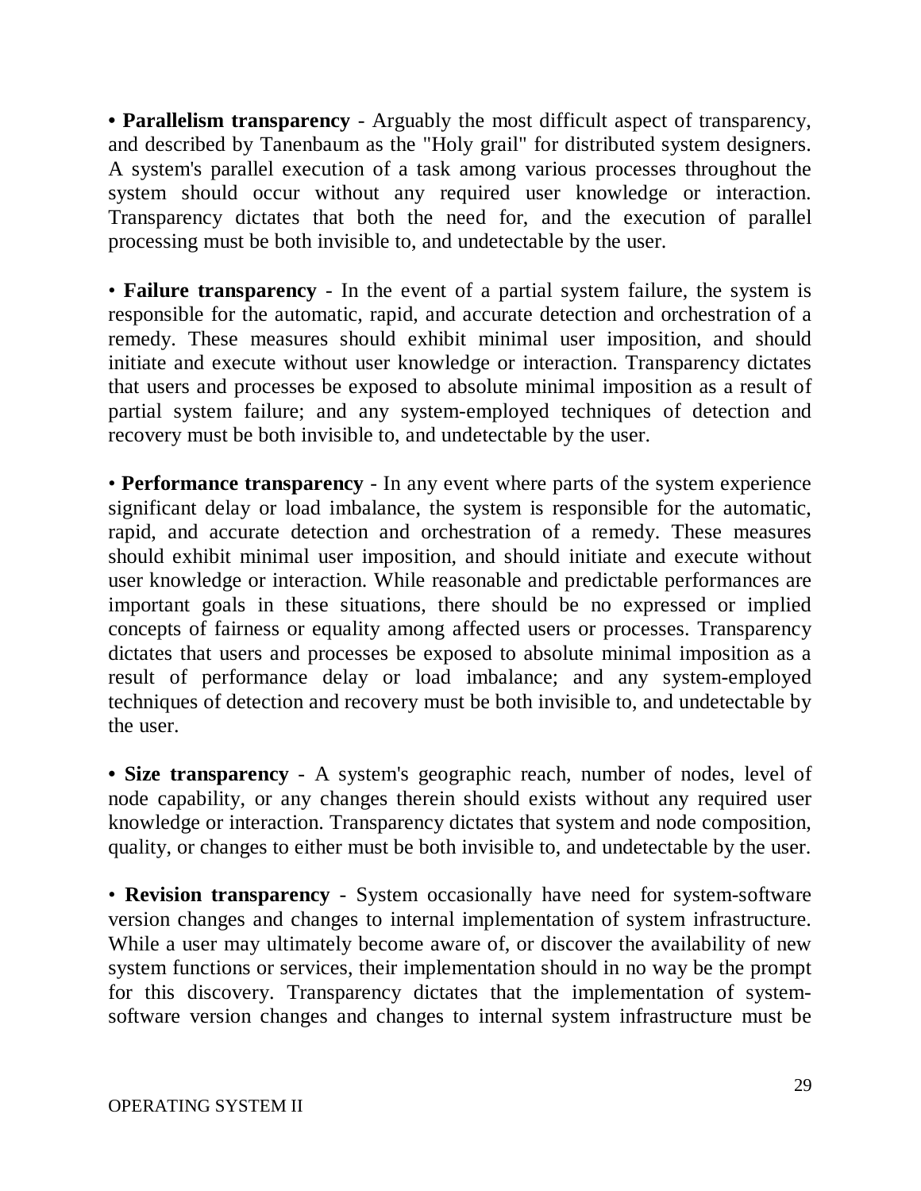• **Parallelism transparency** - Arguably the most difficult aspect of transparency, and described by Tanenbaum as the "Holy grail" for distributed system designers. A system's parallel execution of a task among various processes throughout the system should occur without any required user knowledge or interaction. Transparency dictates that both the need for, and the execution of parallel processing must be both invisible to, and undetectable by the user.

• **Failure transparency** - In the event of a partial system failure, the system is responsible for the automatic, rapid, and accurate detection and orchestration of a remedy. These measures should exhibit minimal user imposition, and should initiate and execute without user knowledge or interaction. Transparency dictates that users and processes be exposed to absolute minimal imposition as a result of partial system failure; and any system-employed techniques of detection and recovery must be both invisible to, and undetectable by the user.

• **Performance transparency** - In any event where parts of the system experience significant delay or load imbalance, the system is responsible for the automatic, rapid, and accurate detection and orchestration of a remedy. These measures should exhibit minimal user imposition, and should initiate and execute without user knowledge or interaction. While reasonable and predictable performances are important goals in these situations, there should be no expressed or implied concepts of fairness or equality among affected users or processes. Transparency dictates that users and processes be exposed to absolute minimal imposition as a result of performance delay or load imbalance; and any system-employed techniques of detection and recovery must be both invisible to, and undetectable by the user.

• **Size transparency** - A system's geographic reach, number of nodes, level of node capability, or any changes therein should exists without any required user knowledge or interaction. Transparency dictates that system and node composition, quality, or changes to either must be both invisible to, and undetectable by the user.

• **Revision transparency** - System occasionally have need for system-software version changes and changes to internal implementation of system infrastructure. While a user may ultimately become aware of, or discover the availability of new system functions or services, their implementation should in no way be the prompt for this discovery. Transparency dictates that the implementation of system-software version changes and changes to internal system infrastructure must be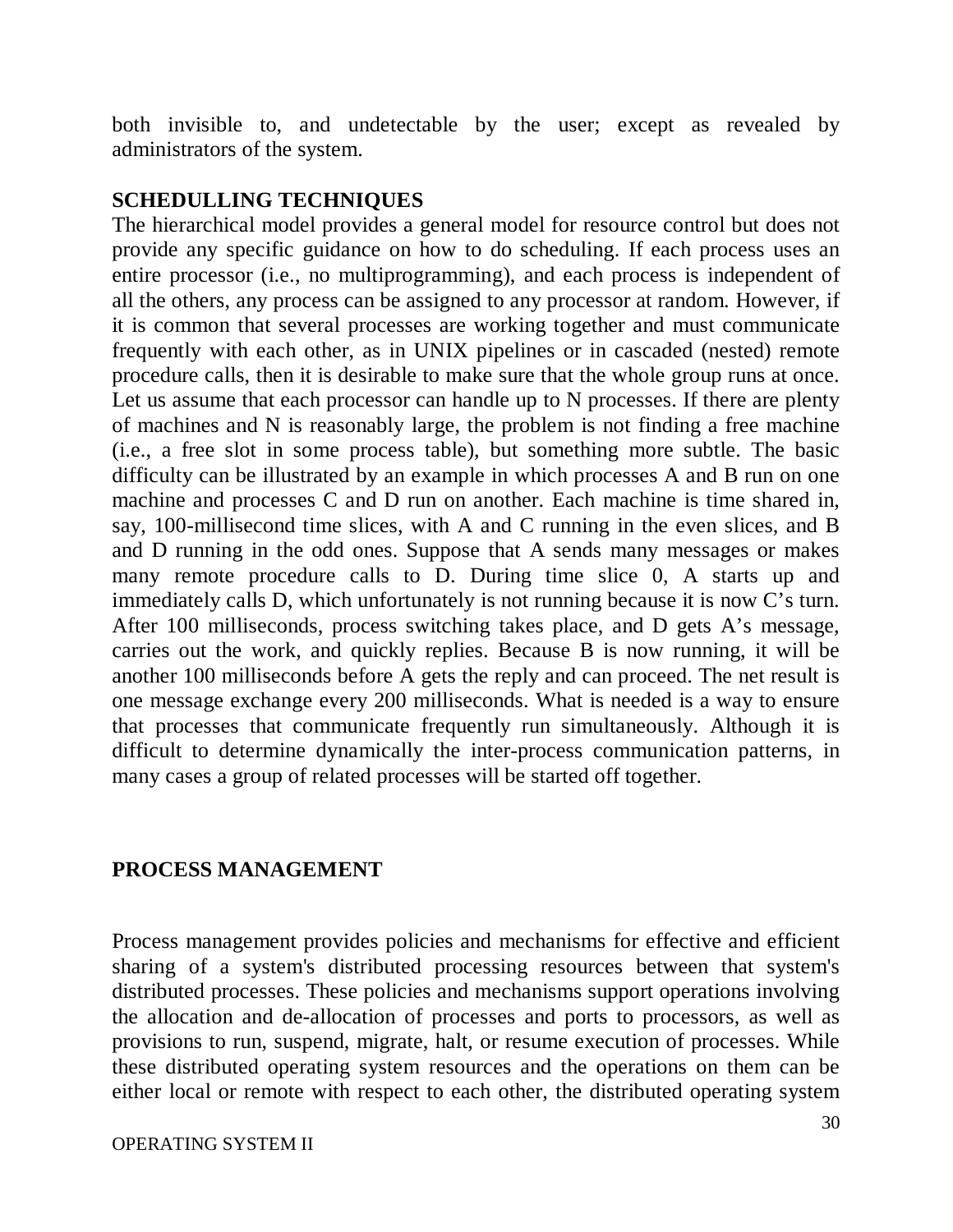both invisible to, and undetectable by the user; except as revealed by administrators of the system.

## SCHEDULLING TECHNIQUES

The hierarchical model provides a general model for resource control but does not provide any specific guidance on how to do scheduling. If each process uses an entire processor (i.e., no multiprogramming), and each process is independent of all the others, any process can be assigned to any processor at random. However, if it is common that several processes are working together and must communicate frequently with each other, as in UNIX pipelines or in cascaded (nested) remote procedure calls, then it is desirable to make sure that the whole group runs at once. Let us assume that each processor can handle up to N processes. If there are plenty of machines and N is reasonably large, the problem is not finding a free machine (i.e., a free slot in some process table), but something more subtle. The basic difficulty can be illustrated by an example in which processes A and B run on one machine and processes C and D run on another. Each machine is time shared in, say, 100-millisecond time slices, with A and C running in the even slices, and B and D running in the odd ones. Suppose that A sends many messages or makes many remote procedure calls to D. During time slice 0, A starts up and immediately calls D, which unfortunately is not running because it is now C's turn. After 100 milliseconds, process switching takes place, and D gets A's message, carries out the work, and quickly replies. Because B is now running, it will be another 100 milliseconds before A gets the reply and can proceed. The net result is one message exchange every 200 milliseconds. What is needed is a way to ensure that processes that communicate frequently run simultaneously. Although it is difficult to determine dynamically the inter-process communication patterns, in many cases a group of related processes will be started off together.

## PROCESS MANAGEMENT

Process management provides policies and mechanisms for effective and efficient sharing of a system's distributed processing resources between that system's distributed processes. These policies and mechanisms support operations involving the allocation and de-allocation of processes and ports to processors, as well as provisions to run, suspend, migrate, halt, or resume execution of processes. While these distributed operating system resources and the operations on them can be either local or remote with respect to each other, the distributed operating system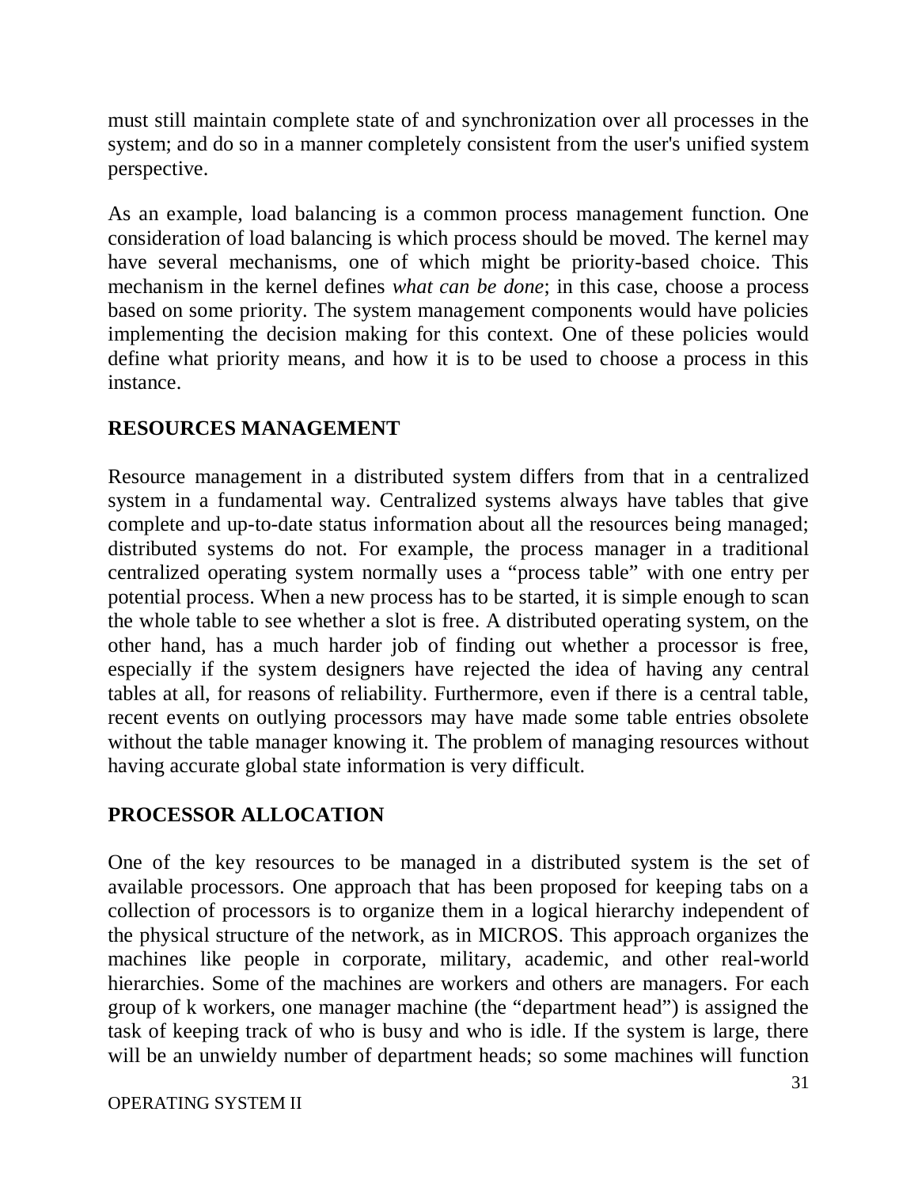must still maintain complete state of and synchronization over all processes in the system; and do so in a manner completely consistent from the user's unified system perspective.

As an example, load balancing is a common process management function. One consideration of load balancing is which process should be moved. The kernel may have several mechanisms, one of which might be priority-based choice. This mechanism in the kernel defines *what can be done*; in this case, choose a process based on some priority. The system management components would have policies implementing the decision making for this context. One of these policies would define what priority means, and how it is to be used to choose a process in this instance.

## RESOURCES MANAGEMENT

Resource management in a distributed system differs from that in a centralized system in a fundamental way. Centralized systems always have tables that give complete and up-to-date status information about all the resources being managed; distributed systems do not. For example, the process manager in a traditional centralized operating system normally uses a "process table" with one entry per potential process. When a new process has to be started, it is simple enough to scan the whole table to see whether a slot is free. A distributed operating system, on the other hand, has a much harder job of finding out whether a processor is free, especially if the system designers have rejected the idea of having any central tables at all, for reasons of reliability. Furthermore, even if there is a central table, recent events on outlying processors may have made some table entries obsolete without the table manager knowing it. The problem of managing resources without having accurate global state information is very difficult.

## PROCESSOR ALLOCATION

One of the key resources to be managed in a distributed system is the set of available processors. One approach that has been proposed for keeping tabs on a collection of processors is to organize them in a logical hierarchy independent of the physical structure of the network, as in MICROS. This approach organizes the machines like people in corporate, military, academic, and other real-world hierarchies. Some of the machines are workers and others are managers. For each group of k workers, one manager machine (the "department head") is assigned the task of keeping track of who is busy and who is idle. If the system is large, there will be an unwieldy number of department heads; so some machines will function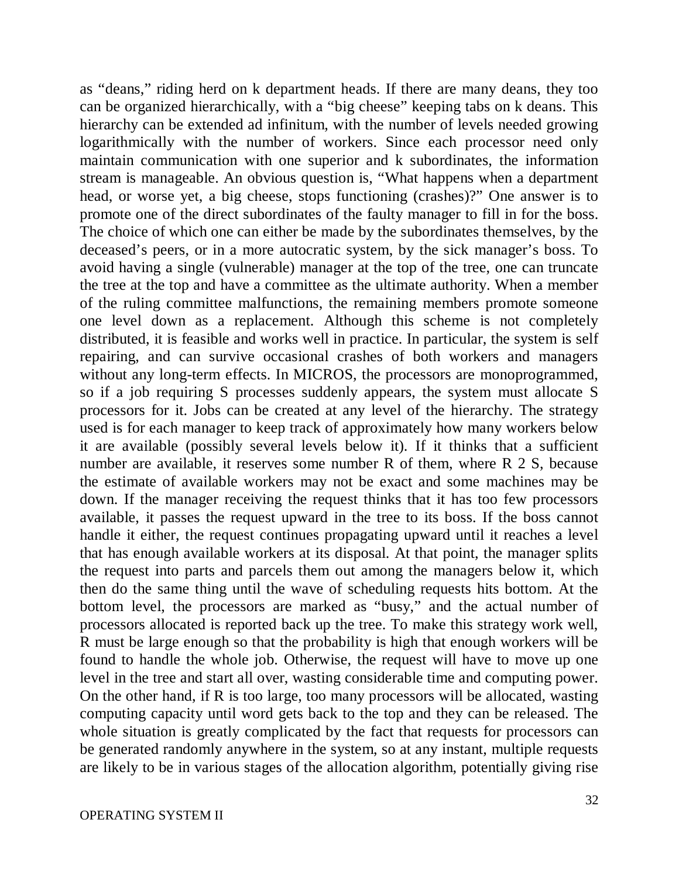as "deans," riding herd on k department heads. If there are many deans, they too can be organized hierarchically, with a "big cheese" keeping tabs on k deans. This hierarchy can be extended ad infinitum, with the number of levels needed growing logarithmically with the number of workers. Since each processor need only maintain communication with one superior and k subordinates, the information stream is manageable. An obvious question is, "What happens when a department head, or worse yet, a big cheese, stops functioning (crashes)?" One answer is to promote one of the direct subordinates of the faulty manager to fill in for the boss. The choice of which one can either be made by the subordinates themselves, by the deceased's peers, or in a more autocratic system, by the sick manager's boss. To avoid having a single (vulnerable) manager at the top of the tree, one can truncate the tree at the top and have a committee as the ultimate authority. When a member of the ruling committee malfunctions, the remaining members promote someone one level down as a replacement. Although this scheme is not completely distributed, it is feasible and works well in practice. In particular, the system is self repairing, and can survive occasional crashes of both workers and managers without any long-term effects. In MICROS, the processors are monoprogrammed, so if a job requiring S processes suddenly appears, the system must allocate S processors for it. Jobs can be created at any level of the hierarchy. The strategy used is for each manager to keep track of approximately how many workers below it are available (possibly several levels below it). If it thinks that a sufficient number are available, it reserves some number R of them, where R 2 S, because the estimate of available workers may not be exact and some machines may be down. If the manager receiving the request thinks that it has too few processors available, it passes the request upward in the tree to its boss. If the boss cannot handle it either, the request continues propagating upward until it reaches a level that has enough available workers at its disposal. At that point, the manager splits the request into parts and parcels them out among the managers below it, which then do the same thing until the wave of scheduling requests hits bottom. At the bottom level, the processors are marked as "busy," and the actual number of processors allocated is reported back up the tree. To make this strategy work well, R must be large enough so that the probability is high that enough workers will be found to handle the whole job. Otherwise, the request will have to move up one level in the tree and start all over, wasting considerable time and computing power. On the other hand, if R is too large, too many processors will be allocated, wasting computing capacity until word gets back to the top and they can be released. The whole situation is greatly complicated by the fact that requests for processors can be generated randomly anywhere in the system, so at any instant, multiple requests are likely to be in various stages of the allocation algorithm, potentially giving rise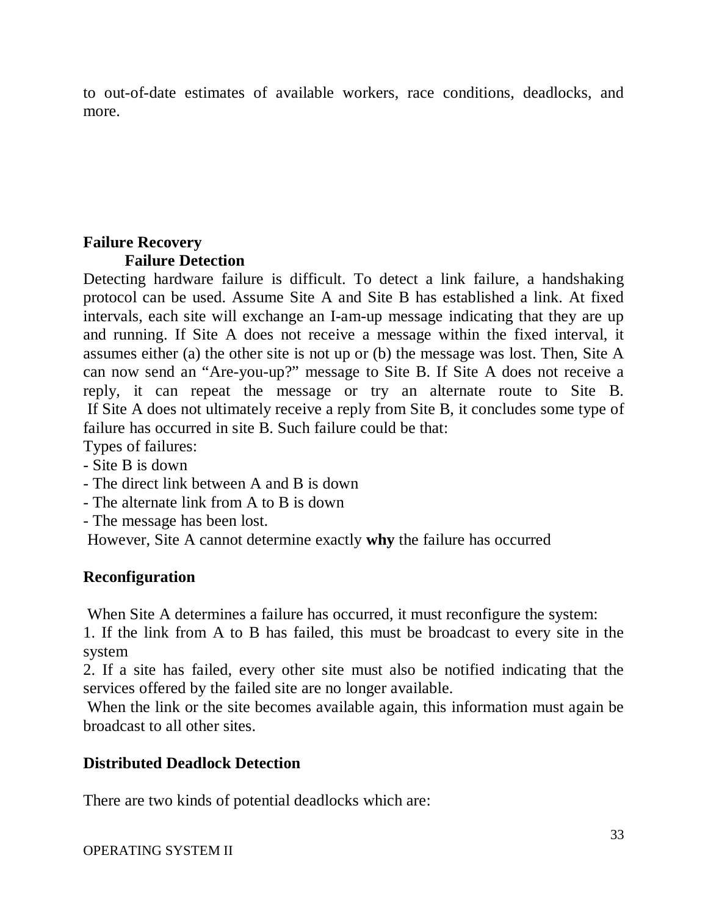to out-of-date estimates of available workers, race conditions, deadlocks, and more.

## Failure Recovery

### Failure Detection

Detecting hardware failure is difficult. To detect a link failure, a handshaking protocol can be used. Assume Site A and Site B has established a link. At fixed intervals, each site will exchange an I-am-up message indicating that they are up and running. If Site A does not receive a message within the fixed interval, it assumes either (a) the other site is not up or (b) the message was lost. Then, Site A can now send an "Are-you-up?" message to Site B. If Site A does not receive a reply, it can repeat the message or try an alternate route to Site B. If Site A does not ultimately receive a reply from Site B, it concludes some type of failure has occurred in site B. Such failure could be that:

Types of failures:

- Site B is down
- The direct link between A and B is down
- The alternate link from A to B is down
- The message has been lost.

However, Site A cannot determine exactly **why** the failure has occurred

## Reconfiguration

When Site A determines a failure has occurred, it must reconfigure the system:

1. If the link from A to B has failed, this must be broadcast to every site in the system
2. If a site has failed, every other site must also be notified indicating that the services offered by the failed site are no longer available.

When the link or the site becomes available again, this information must again be broadcast to all other sites.

## Distributed Deadlock Detection

There are two kinds of potential deadlocks which are: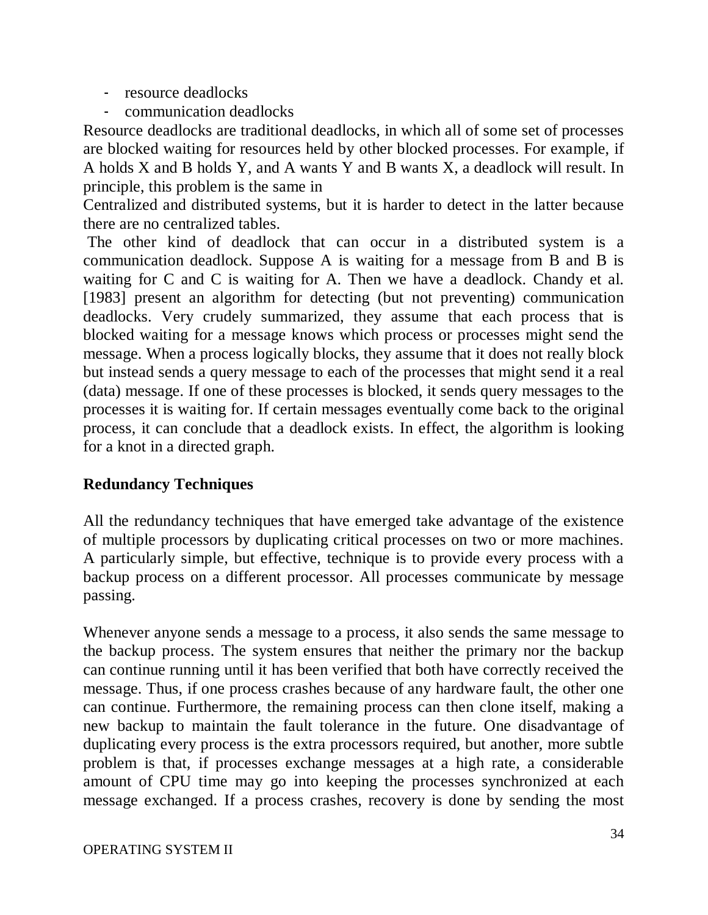- resource deadlocks
- communication deadlocks

Resource deadlocks are traditional deadlocks, in which all of some set of processes are blocked waiting for resources held by other blocked processes. For example, if A holds X and B holds Y, and A wants Y and B wants X, a deadlock will result. In principle, this problem is the same in
Centralized and distributed systems, but it is harder to detect in the latter because there are no centralized tables.

The other kind of deadlock that can occur in a distributed system is a communication deadlock. Suppose A is waiting for a message from B and B is waiting for C and C is waiting for A. Then we have a deadlock. Chandy et al. [1983] present an algorithm for detecting (but not preventing) communication deadlocks. Very crudely summarized, they assume that each process that is blocked waiting for a message knows which process or processes might send the message. When a process logically blocks, they assume that it does not really block but instead sends a query message to each of the processes that might send it a real (data) message. If one of these processes is blocked, it sends query messages to the processes it is waiting for. If certain messages eventually come back to the original process, it can conclude that a deadlock exists. In effect, the algorithm is looking for a knot in a directed graph.

**Redundancy Techniques**

All the redundancy techniques that have emerged take advantage of the existence of multiple processors by duplicating critical processes on two or more machines. A particularly simple, but effective, technique is to provide every process with a backup process on a different processor. All processes communicate by message passing.

Whenever anyone sends a message to a process, it also sends the same message to the backup process. The system ensures that neither the primary nor the backup can continue running until it has been verified that both have correctly received the message. Thus, if one process crashes because of any hardware fault, the other one can continue. Furthermore, the remaining process can then clone itself, making a new backup to maintain the fault tolerance in the future. One disadvantage of duplicating every process is the extra processors required, but another, more subtle problem is that, if processes exchange messages at a high rate, a considerable amount of CPU time may go into keeping the processes synchronized at each message exchanged. If a process crashes, recovery is done by sending the most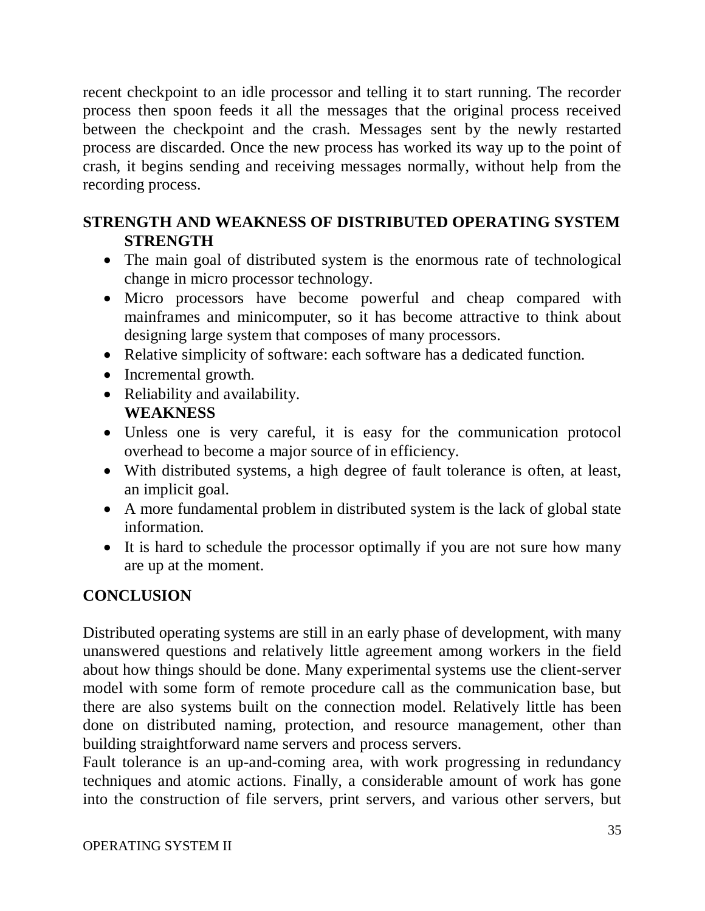recent checkpoint to an idle processor and telling it to start running. The recorder process then spoon feeds it all the messages that the original process received between the checkpoint and the crash. Messages sent by the newly restarted process are discarded. Once the new process has worked its way up to the point of crash, it begins sending and receiving messages normally, without help from the recording process.

## STRENGTH AND WEAKNESS OF DISTRIBUTED OPERATING SYSTEM

### STRENGTH

- The main goal of distributed system is the enormous rate of technological change in micro processor technology.
- Micro processors have become powerful and cheap compared with mainframes and minicomputer, so it has become attractive to think about designing large system that composes of many processors.
- Relative simplicity of software: each software has a dedicated function.
- Incremental growth.
- Reliability and availability.

### WEAKNESS

- Unless one is very careful, it is easy for the communication protocol overhead to become a major source of in efficiency.
- With distributed systems, a high degree of fault tolerance is often, at least, an implicit goal.
- A more fundamental problem in distributed system is the lack of global state information.
- It is hard to schedule the processor optimally if you are not sure how many are up at the moment.

## CONCLUSION

Distributed operating systems are still in an early phase of development, with many unanswered questions and relatively little agreement among workers in the field about how things should be done. Many experimental systems use the client-server model with some form of remote procedure call as the communication base, but there are also systems built on the connection model. Relatively little has been done on distributed naming, protection, and resource management, other than building straightforward name servers and process servers.

Fault tolerance is an up-and-coming area, with work progressing in redundancy techniques and atomic actions. Finally, a considerable amount of work has gone into the construction of file servers, print servers, and various other servers, but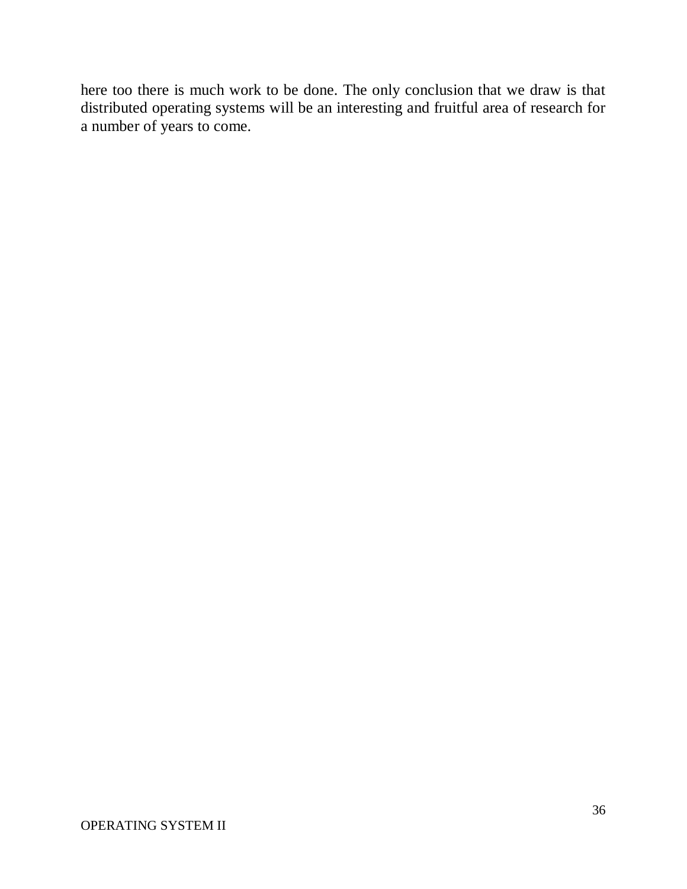here too there is much work to be done. The only conclusion that we draw is that distributed operating systems will be an interesting and fruitful area of research for a number of years to come.